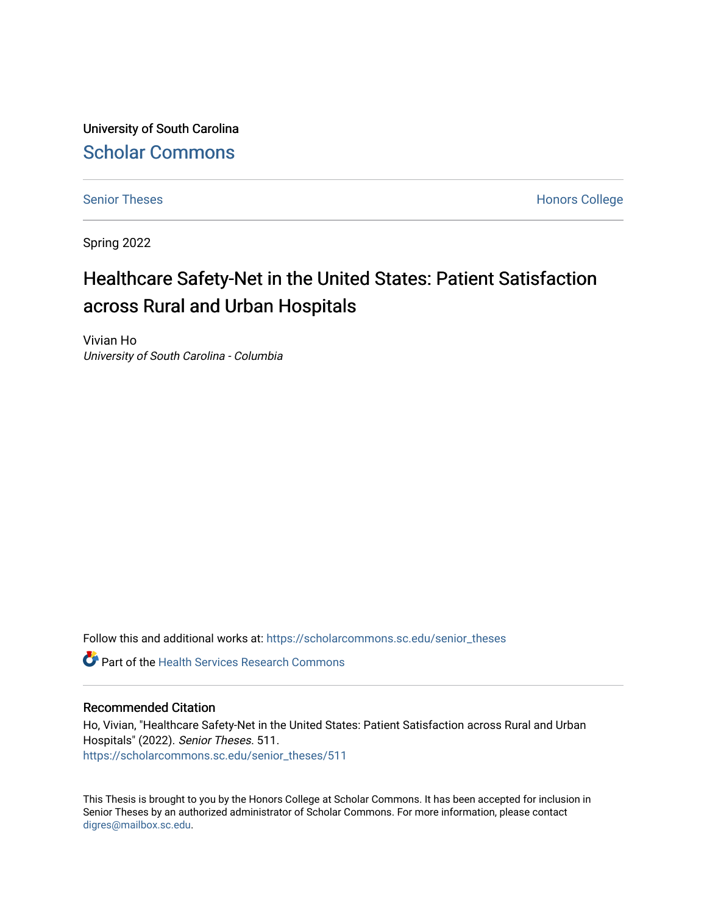University of South Carolina

Scholar Commons

Senior Theses

Honors College

Spring 2022

# Healthcare Safety-Net in the United States: Patient Satisfaction across Rural and Urban Hospitals

Vivian Ho

*University of South Carolina - Columbia*

Follow this and additional works at: https://scholarcommons.sc.edu/senior_theses

Part of the Health Services Research Commons

## Recommended Citation

Ho, Vivian, "Healthcare Safety-Net in the United States: Patient Satisfaction across Rural and Urban Hospitals" (2022). *Senior Theses*. 511.
https://scholarcommons.sc.edu/senior_theses/511

This Thesis is brought to you by the Honors College at Scholar Commons. It has been accepted for inclusion in Senior Theses by an authorized administrator of Scholar Commons. For more information, please contact digres@mailbox.sc.edu.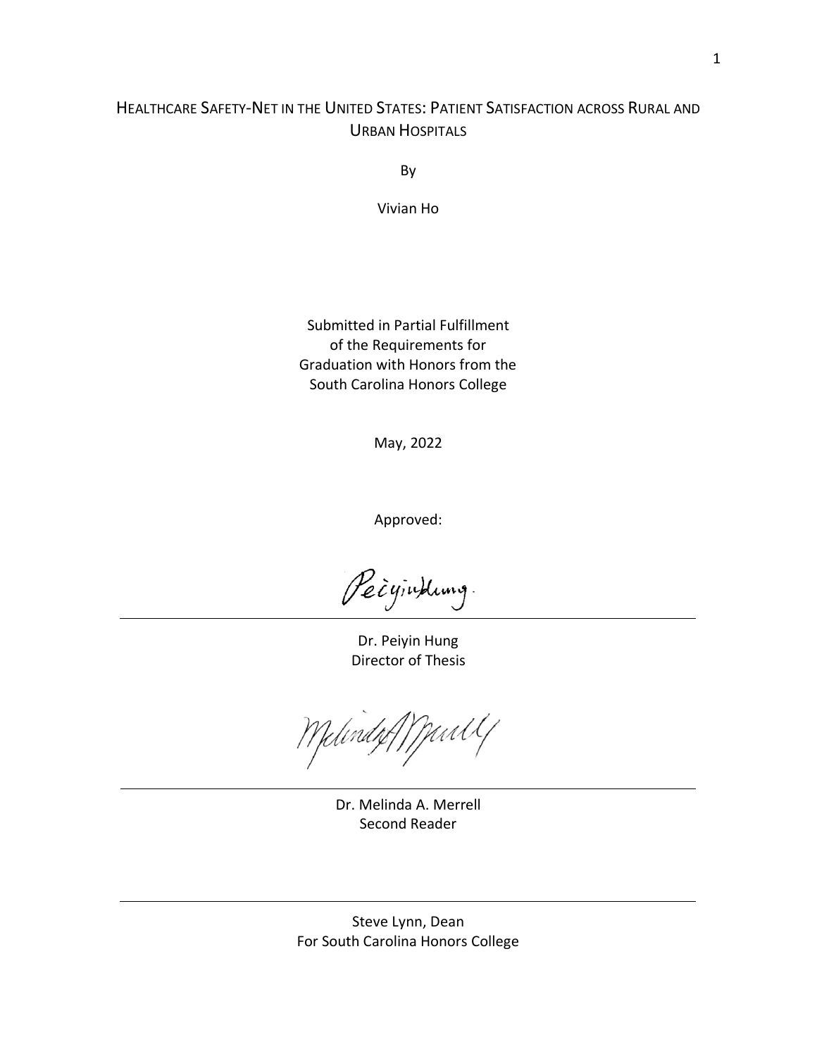# HEALTHCARE SAFETY-NET IN THE UNITED STATES: PATIENT SATISFACTION ACROSS RURAL AND URBAN HOSPITALS

By

Vivian Ho

Submitted in Partial Fulfillment
of the Requirements for
Graduation with Honors from the
South Carolina Honors College

May, 2022

Approved:

---

Dr. Peiyin Hung
Director of Thesis

---

Dr. Melinda A. Merrell
Second Reader

---

Steve Lynn, Dean
For South Carolina Honors College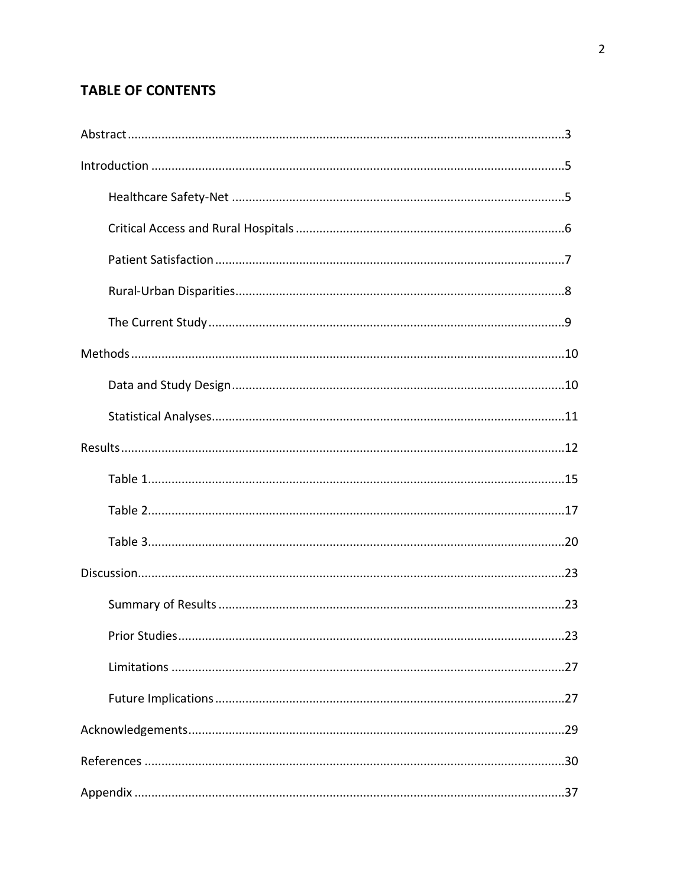## TABLE OF CONTENTS

Abstract ........................................................................................................................3

Introduction ..................................................................................................................5

- Healthcare Safety-Net ..................................................................................5
- Critical Access and Rural Hospitals ...............................................................6
- Patient Satisfaction .......................................................................................7
- Rural-Urban Disparities.................................................................................8
- The Current Study .........................................................................................9

Methods ......................................................................................................................10

- Data and Study Design.................................................................................10
- Statistical Analyses.......................................................................................11

Results ........................................................................................................................12

- Table 1.........................................................................................................15
- Table 2.........................................................................................................17
- Table 3.........................................................................................................20

Discussion ...................................................................................................................23

- Summary of Results .....................................................................................23
- Prior Studies.................................................................................................23
- Limitations ...................................................................................................27
- Future Implications ......................................................................................27

Acknowledgements .....................................................................................................29

References ..................................................................................................................30

Appendix .....................................................................................................................37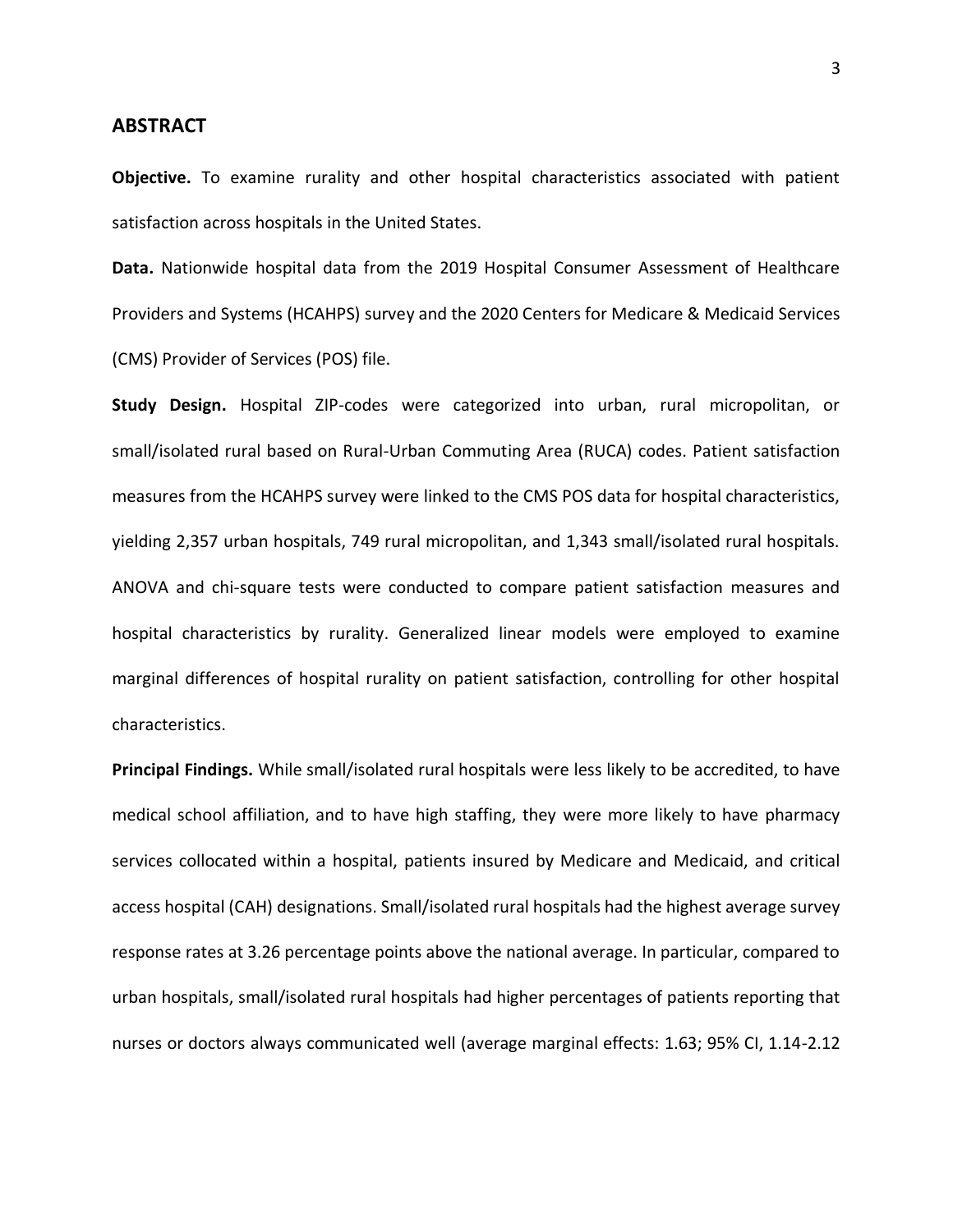## ABSTRACT

**Objective.** To examine rurality and other hospital characteristics associated with patient satisfaction across hospitals in the United States.

**Data.** Nationwide hospital data from the 2019 Hospital Consumer Assessment of Healthcare Providers and Systems (HCAHPS) survey and the 2020 Centers for Medicare & Medicaid Services (CMS) Provider of Services (POS) file.

**Study Design.** Hospital ZIP-codes were categorized into urban, rural micropolitan, or small/isolated rural based on Rural-Urban Commuting Area (RUCA) codes. Patient satisfaction measures from the HCAHPS survey were linked to the CMS POS data for hospital characteristics, yielding 2,357 urban hospitals, 749 rural micropolitan, and 1,343 small/isolated rural hospitals. ANOVA and chi-square tests were conducted to compare patient satisfaction measures and hospital characteristics by rurality. Generalized linear models were employed to examine marginal differences of hospital rurality on patient satisfaction, controlling for other hospital characteristics.

**Principal Findings.** While small/isolated rural hospitals were less likely to be accredited, to have medical school affiliation, and to have high staffing, they were more likely to have pharmacy services collocated within a hospital, patients insured by Medicare and Medicaid, and critical access hospital (CAH) designations. Small/isolated rural hospitals had the highest average survey response rates at 3.26 percentage points above the national average. In particular, compared to urban hospitals, small/isolated rural hospitals had higher percentages of patients reporting that nurses or doctors always communicated well (average marginal effects: 1.63; 95% CI, 1.14-2.12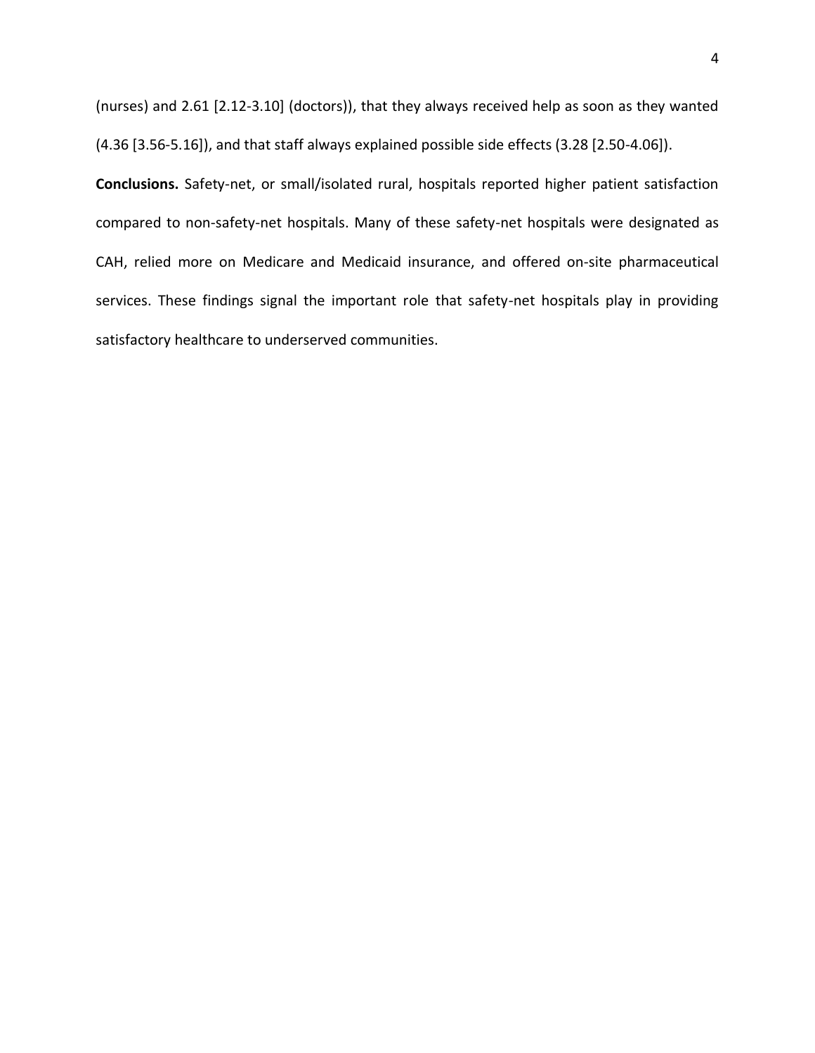(nurses) and 2.61 [2.12-3.10] (doctors)), that they always received help as soon as they wanted (4.36 [3.56-5.16]), and that staff always explained possible side effects (3.28 [2.50-4.06]).

**Conclusions.** Safety-net, or small/isolated rural, hospitals reported higher patient satisfaction compared to non-safety-net hospitals. Many of these safety-net hospitals were designated as CAH, relied more on Medicare and Medicaid insurance, and offered on-site pharmaceutical services. These findings signal the important role that safety-net hospitals play in providing satisfactory healthcare to underserved communities.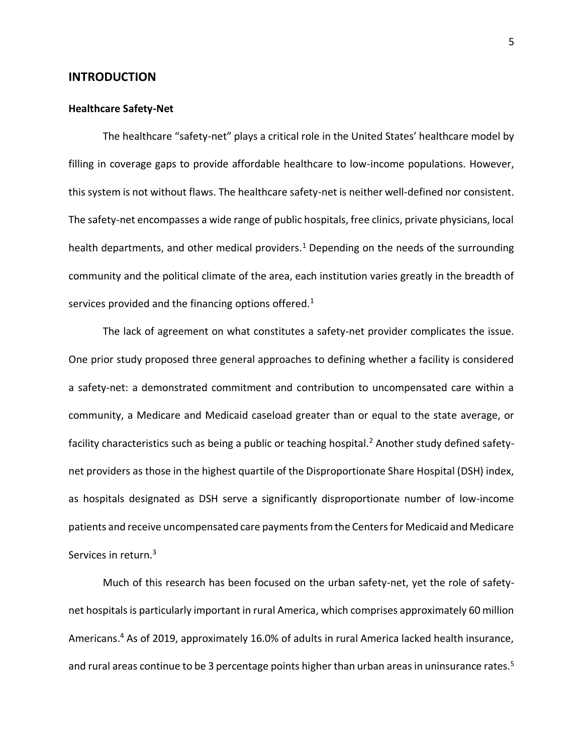## INTRODUCTION

### Healthcare Safety-Net

The healthcare "safety-net" plays a critical role in the United States' healthcare model by filling in coverage gaps to provide affordable healthcare to low-income populations. However, this system is not without flaws. The healthcare safety-net is neither well-defined nor consistent. The safety-net encompasses a wide range of public hospitals, free clinics, private physicians, local health departments, and other medical providers.[1] Depending on the needs of the surrounding community and the political climate of the area, each institution varies greatly in the breadth of services provided and the financing options offered.[1]

The lack of agreement on what constitutes a safety-net provider complicates the issue. One prior study proposed three general approaches to defining whether a facility is considered a safety-net: a demonstrated commitment and contribution to uncompensated care within a community, a Medicare and Medicaid caseload greater than or equal to the state average, or facility characteristics such as being a public or teaching hospital.[2] Another study defined safety-net providers as those in the highest quartile of the Disproportionate Share Hospital (DSH) index, as hospitals designated as DSH serve a significantly disproportionate number of low-income patients and receive uncompensated care payments from the Centers for Medicaid and Medicare Services in return.[3]

Much of this research has been focused on the urban safety-net, yet the role of safety-net hospitals is particularly important in rural America, which comprises approximately 60 million Americans.[4] As of 2019, approximately 16.0% of adults in rural America lacked health insurance, and rural areas continue to be 3 percentage points higher than urban areas in uninsurance rates.[5]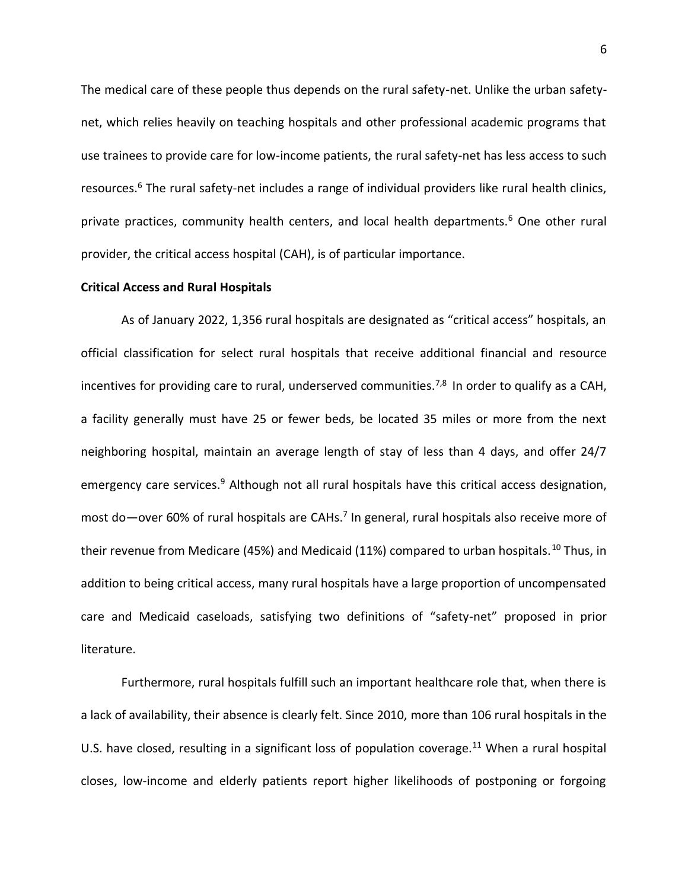The medical care of these people thus depends on the rural safety-net. Unlike the urban safety-net, which relies heavily on teaching hospitals and other professional academic programs that use trainees to provide care for low-income patients, the rural safety-net has less access to such resources.[6] The rural safety-net includes a range of individual providers like rural health clinics, private practices, community health centers, and local health departments.[6] One other rural provider, the critical access hospital (CAH), is of particular importance.

**Critical Access and Rural Hospitals**

As of January 2022, 1,356 rural hospitals are designated as "critical access" hospitals, an official classification for select rural hospitals that receive additional financial and resource incentives for providing care to rural, underserved communities.[7,8] In order to qualify as a CAH, a facility generally must have 25 or fewer beds, be located 35 miles or more from the next neighboring hospital, maintain an average length of stay of less than 4 days, and offer 24/7 emergency care services.[9] Although not all rural hospitals have this critical access designation, most do—over 60% of rural hospitals are CAHs.[7] In general, rural hospitals also receive more of their revenue from Medicare (45%) and Medicaid (11%) compared to urban hospitals.[10] Thus, in addition to being critical access, many rural hospitals have a large proportion of uncompensated care and Medicaid caseloads, satisfying two definitions of "safety-net" proposed in prior literature.

Furthermore, rural hospitals fulfill such an important healthcare role that, when there is a lack of availability, their absence is clearly felt. Since 2010, more than 106 rural hospitals in the U.S. have closed, resulting in a significant loss of population coverage.[11] When a rural hospital closes, low-income and elderly patients report higher likelihoods of postponing or forgoing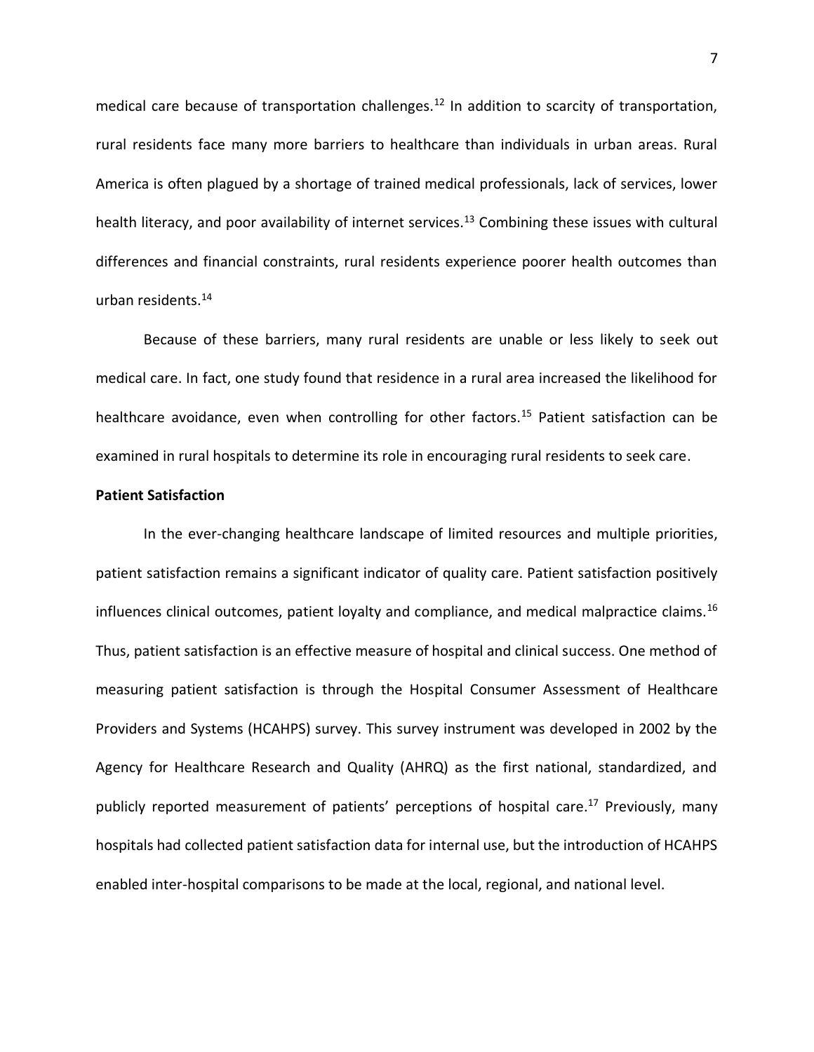medical care because of transportation challenges.[12] In addition to scarcity of transportation, rural residents face many more barriers to healthcare than individuals in urban areas. Rural America is often plagued by a shortage of trained medical professionals, lack of services, lower health literacy, and poor availability of internet services.[13] Combining these issues with cultural differences and financial constraints, rural residents experience poorer health outcomes than urban residents.[14]

Because of these barriers, many rural residents are unable or less likely to seek out medical care. In fact, one study found that residence in a rural area increased the likelihood for healthcare avoidance, even when controlling for other factors.[15] Patient satisfaction can be examined in rural hospitals to determine its role in encouraging rural residents to seek care.

**Patient Satisfaction**

In the ever-changing healthcare landscape of limited resources and multiple priorities, patient satisfaction remains a significant indicator of quality care. Patient satisfaction positively influences clinical outcomes, patient loyalty and compliance, and medical malpractice claims.[16] Thus, patient satisfaction is an effective measure of hospital and clinical success. One method of measuring patient satisfaction is through the Hospital Consumer Assessment of Healthcare Providers and Systems (HCAHPS) survey. This survey instrument was developed in 2002 by the Agency for Healthcare Research and Quality (AHRQ) as the first national, standardized, and publicly reported measurement of patients' perceptions of hospital care.[17] Previously, many hospitals had collected patient satisfaction data for internal use, but the introduction of HCAHPS enabled inter-hospital comparisons to be made at the local, regional, and national level.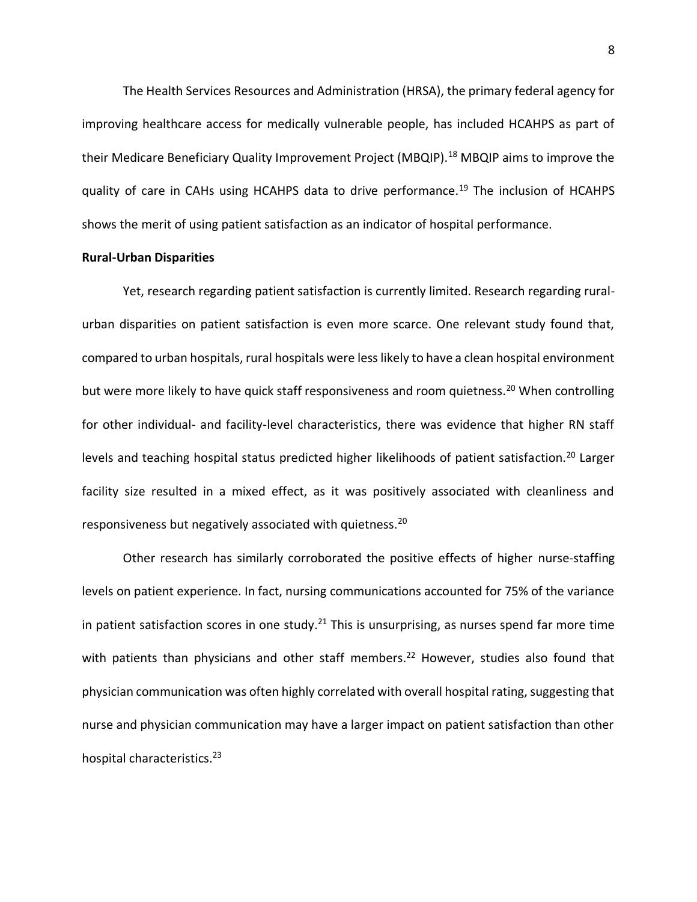The Health Services Resources and Administration (HRSA), the primary federal agency for improving healthcare access for medically vulnerable people, has included HCAHPS as part of their Medicare Beneficiary Quality Improvement Project (MBQIP).[18] MBQIP aims to improve the quality of care in CAHs using HCAHPS data to drive performance.[19] The inclusion of HCAHPS shows the merit of using patient satisfaction as an indicator of hospital performance.

**Rural-Urban Disparities**

Yet, research regarding patient satisfaction is currently limited. Research regarding rural-urban disparities on patient satisfaction is even more scarce. One relevant study found that, compared to urban hospitals, rural hospitals were less likely to have a clean hospital environment but were more likely to have quick staff responsiveness and room quietness.[20] When controlling for other individual- and facility-level characteristics, there was evidence that higher RN staff levels and teaching hospital status predicted higher likelihoods of patient satisfaction.[20] Larger facility size resulted in a mixed effect, as it was positively associated with cleanliness and responsiveness but negatively associated with quietness.[20]

Other research has similarly corroborated the positive effects of higher nurse-staffing levels on patient experience. In fact, nursing communications accounted for 75% of the variance in patient satisfaction scores in one study.[21] This is unsurprising, as nurses spend far more time with patients than physicians and other staff members.[22] However, studies also found that physician communication was often highly correlated with overall hospital rating, suggesting that nurse and physician communication may have a larger impact on patient satisfaction than other hospital characteristics.[23]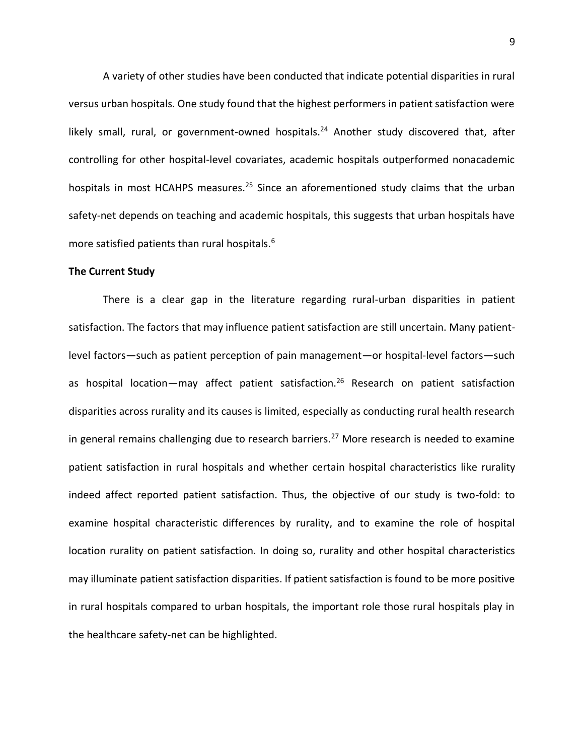A variety of other studies have been conducted that indicate potential disparities in rural versus urban hospitals. One study found that the highest performers in patient satisfaction were likely small, rural, or government-owned hospitals.[24] Another study discovered that, after controlling for other hospital-level covariates, academic hospitals outperformed nonacademic hospitals in most HCAHPS measures.[25] Since an aforementioned study claims that the urban safety-net depends on teaching and academic hospitals, this suggests that urban hospitals have more satisfied patients than rural hospitals.[6]

**The Current Study**

There is a clear gap in the literature regarding rural-urban disparities in patient satisfaction. The factors that may influence patient satisfaction are still uncertain. Many patient-level factors—such as patient perception of pain management—or hospital-level factors—such as hospital location—may affect patient satisfaction.[26] Research on patient satisfaction disparities across rurality and its causes is limited, especially as conducting rural health research in general remains challenging due to research barriers.[27] More research is needed to examine patient satisfaction in rural hospitals and whether certain hospital characteristics like rurality indeed affect reported patient satisfaction. Thus, the objective of our study is two-fold: to examine hospital characteristic differences by rurality, and to examine the role of hospital location rurality on patient satisfaction. In doing so, rurality and other hospital characteristics may illuminate patient satisfaction disparities. If patient satisfaction is found to be more positive in rural hospitals compared to urban hospitals, the important role those rural hospitals play in the healthcare safety-net can be highlighted.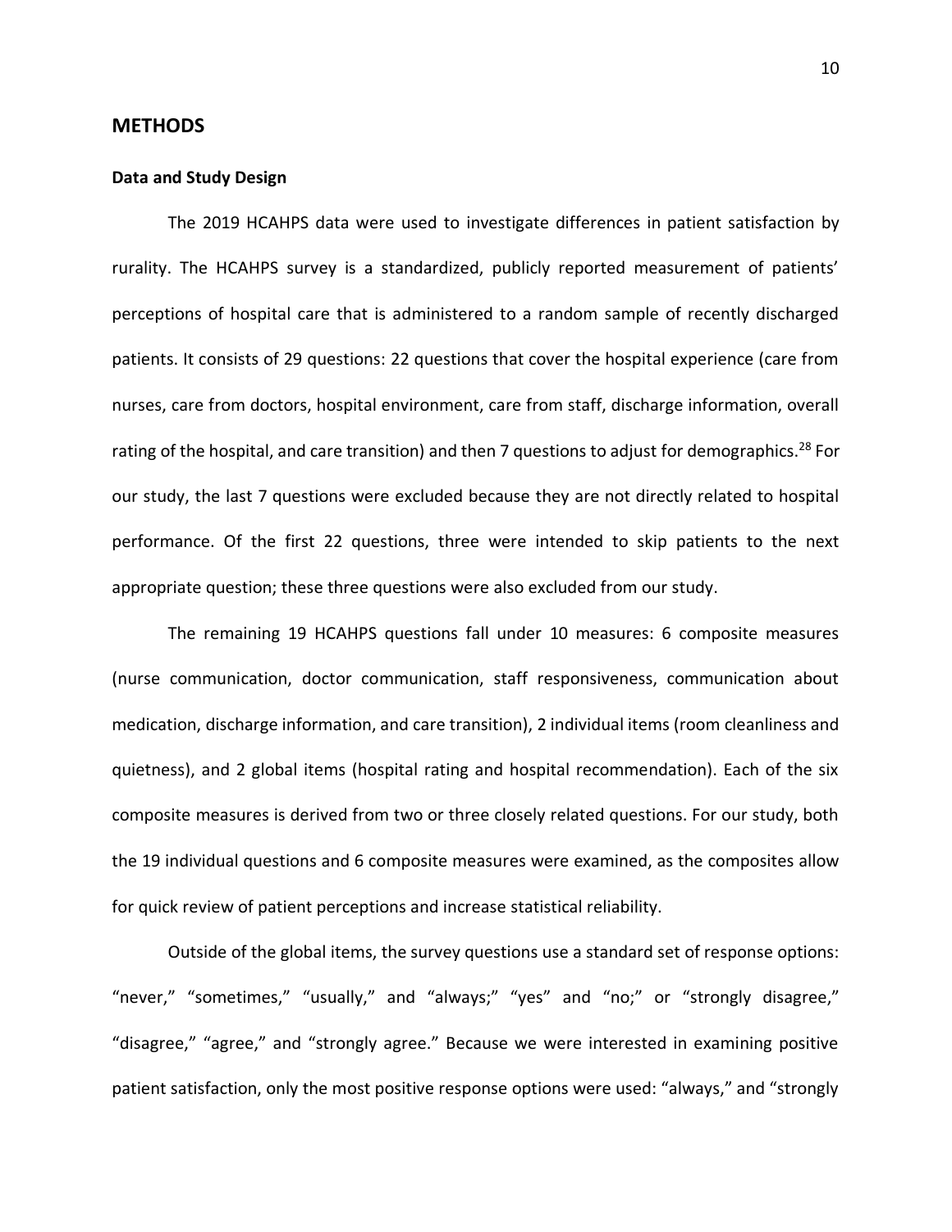## METHODS

### Data and Study Design

The 2019 HCAHPS data were used to investigate differences in patient satisfaction by rurality. The HCAHPS survey is a standardized, publicly reported measurement of patients' perceptions of hospital care that is administered to a random sample of recently discharged patients. It consists of 29 questions: 22 questions that cover the hospital experience (care from nurses, care from doctors, hospital environment, care from staff, discharge information, overall rating of the hospital, and care transition) and then 7 questions to adjust for demographics.[28] For our study, the last 7 questions were excluded because they are not directly related to hospital performance. Of the first 22 questions, three were intended to skip patients to the next appropriate question; these three questions were also excluded from our study.

The remaining 19 HCAHPS questions fall under 10 measures: 6 composite measures (nurse communication, doctor communication, staff responsiveness, communication about medication, discharge information, and care transition), 2 individual items (room cleanliness and quietness), and 2 global items (hospital rating and hospital recommendation). Each of the six composite measures is derived from two or three closely related questions. For our study, both the 19 individual questions and 6 composite measures were examined, as the composites allow for quick review of patient perceptions and increase statistical reliability.

Outside of the global items, the survey questions use a standard set of response options: "never," "sometimes," "usually," and "always;" "yes" and "no;" or "strongly disagree," "disagree," "agree," and "strongly agree." Because we were interested in examining positive patient satisfaction, only the most positive response options were used: "always," and "strongly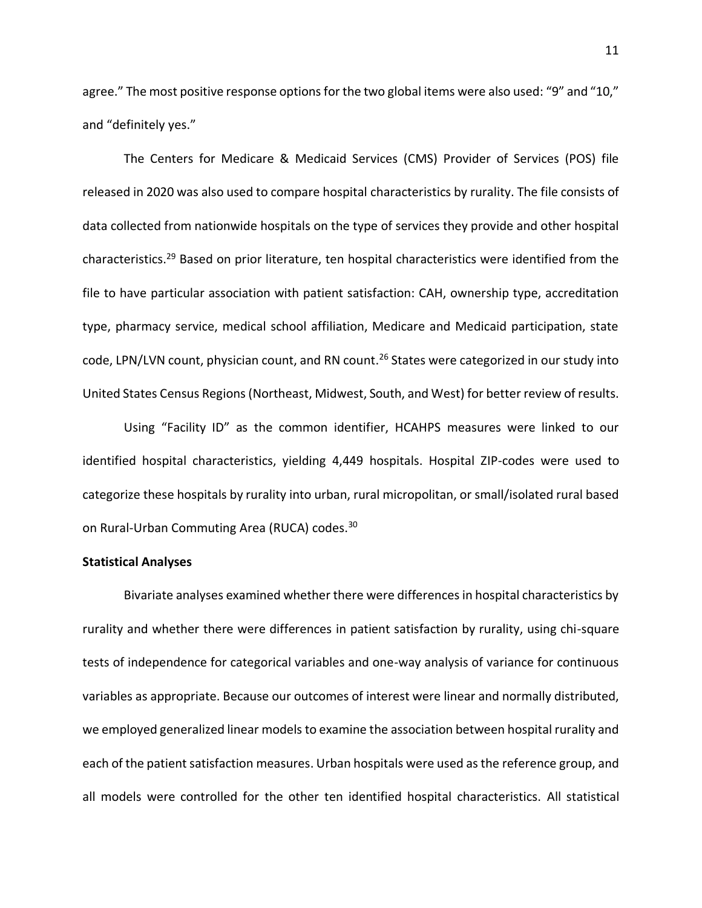agree." The most positive response options for the two global items were also used: "9" and "10," and "definitely yes."

The Centers for Medicare & Medicaid Services (CMS) Provider of Services (POS) file released in 2020 was also used to compare hospital characteristics by rurality. The file consists of data collected from nationwide hospitals on the type of services they provide and other hospital characteristics.[29] Based on prior literature, ten hospital characteristics were identified from the file to have particular association with patient satisfaction: CAH, ownership type, accreditation type, pharmacy service, medical school affiliation, Medicare and Medicaid participation, state code, LPN/LVN count, physician count, and RN count.[26] States were categorized in our study into United States Census Regions (Northeast, Midwest, South, and West) for better review of results.

Using "Facility ID" as the common identifier, HCAHPS measures were linked to our identified hospital characteristics, yielding 4,449 hospitals. Hospital ZIP-codes were used to categorize these hospitals by rurality into urban, rural micropolitan, or small/isolated rural based on Rural-Urban Commuting Area (RUCA) codes.[30]

**Statistical Analyses**

Bivariate analyses examined whether there were differences in hospital characteristics by rurality and whether there were differences in patient satisfaction by rurality, using chi-square tests of independence for categorical variables and one-way analysis of variance for continuous variables as appropriate. Because our outcomes of interest were linear and normally distributed, we employed generalized linear models to examine the association between hospital rurality and each of the patient satisfaction measures. Urban hospitals were used as the reference group, and all models were controlled for the other ten identified hospital characteristics. All statistical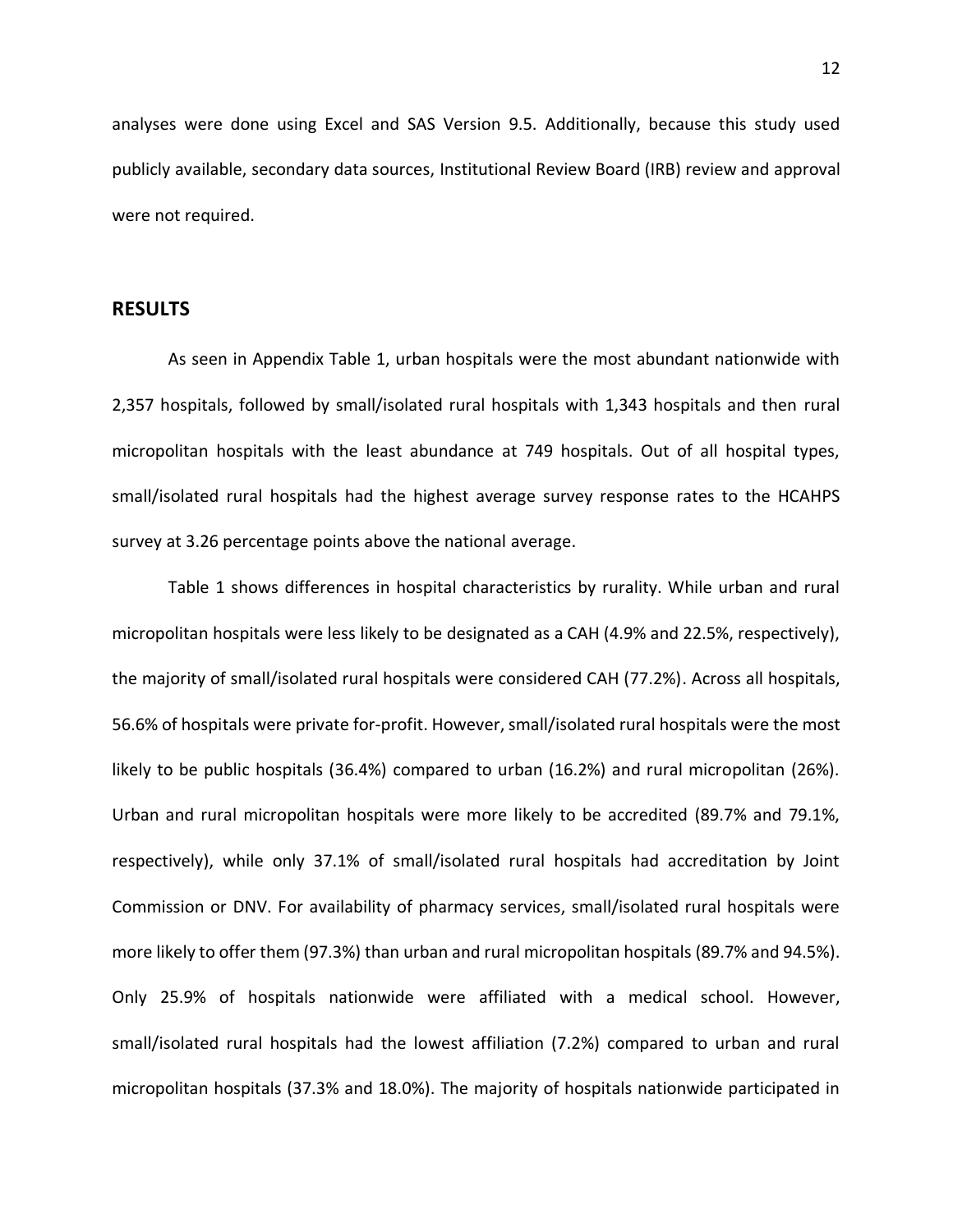analyses were done using Excel and SAS Version 9.5. Additionally, because this study used publicly available, secondary data sources, Institutional Review Board (IRB) review and approval were not required.

## RESULTS

As seen in Appendix Table 1, urban hospitals were the most abundant nationwide with 2,357 hospitals, followed by small/isolated rural hospitals with 1,343 hospitals and then rural micropolitan hospitals with the least abundance at 749 hospitals. Out of all hospital types, small/isolated rural hospitals had the highest average survey response rates to the HCAHPS survey at 3.26 percentage points above the national average.

Table 1 shows differences in hospital characteristics by rurality. While urban and rural micropolitan hospitals were less likely to be designated as a CAH (4.9% and 22.5%, respectively), the majority of small/isolated rural hospitals were considered CAH (77.2%). Across all hospitals, 56.6% of hospitals were private for-profit. However, small/isolated rural hospitals were the most likely to be public hospitals (36.4%) compared to urban (16.2%) and rural micropolitan (26%). Urban and rural micropolitan hospitals were more likely to be accredited (89.7% and 79.1%, respectively), while only 37.1% of small/isolated rural hospitals had accreditation by Joint Commission or DNV. For availability of pharmacy services, small/isolated rural hospitals were more likely to offer them (97.3%) than urban and rural micropolitan hospitals (89.7% and 94.5%). Only 25.9% of hospitals nationwide were affiliated with a medical school. However, small/isolated rural hospitals had the lowest affiliation (7.2%) compared to urban and rural micropolitan hospitals (37.3% and 18.0%). The majority of hospitals nationwide participated in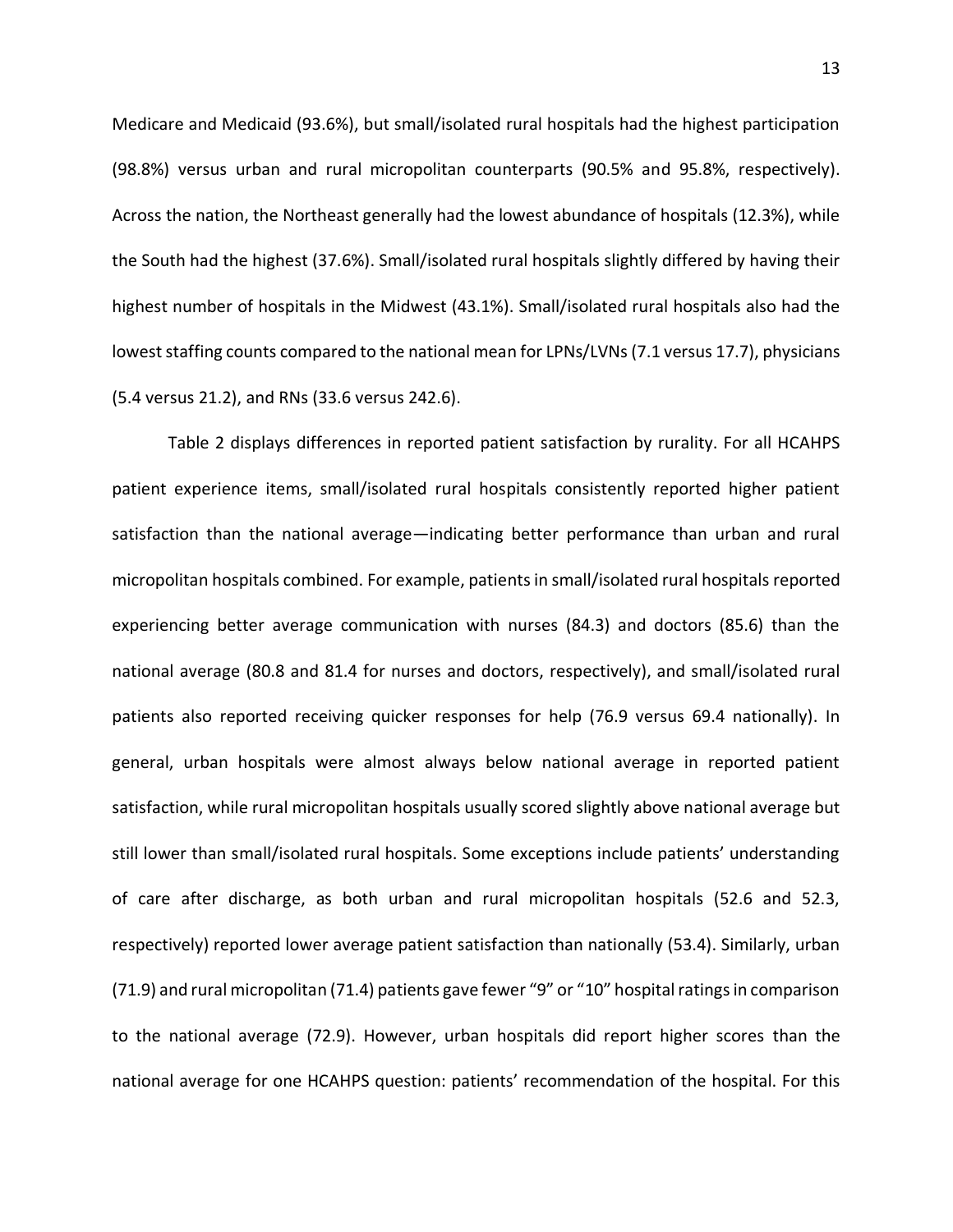Medicare and Medicaid (93.6%), but small/isolated rural hospitals had the highest participation (98.8%) versus urban and rural micropolitan counterparts (90.5% and 95.8%, respectively). Across the nation, the Northeast generally had the lowest abundance of hospitals (12.3%), while the South had the highest (37.6%). Small/isolated rural hospitals slightly differed by having their highest number of hospitals in the Midwest (43.1%). Small/isolated rural hospitals also had the lowest staffing counts compared to the national mean for LPNs/LVNs (7.1 versus 17.7), physicians (5.4 versus 21.2), and RNs (33.6 versus 242.6).

Table 2 displays differences in reported patient satisfaction by rurality. For all HCAHPS patient experience items, small/isolated rural hospitals consistently reported higher patient satisfaction than the national average—indicating better performance than urban and rural micropolitan hospitals combined. For example, patients in small/isolated rural hospitals reported experiencing better average communication with nurses (84.3) and doctors (85.6) than the national average (80.8 and 81.4 for nurses and doctors, respectively), and small/isolated rural patients also reported receiving quicker responses for help (76.9 versus 69.4 nationally). In general, urban hospitals were almost always below national average in reported patient satisfaction, while rural micropolitan hospitals usually scored slightly above national average but still lower than small/isolated rural hospitals. Some exceptions include patients' understanding of care after discharge, as both urban and rural micropolitan hospitals (52.6 and 52.3, respectively) reported lower average patient satisfaction than nationally (53.4). Similarly, urban (71.9) and rural micropolitan (71.4) patients gave fewer "9" or "10" hospital ratings in comparison to the national average (72.9). However, urban hospitals did report higher scores than the national average for one HCAHPS question: patients' recommendation of the hospital. For this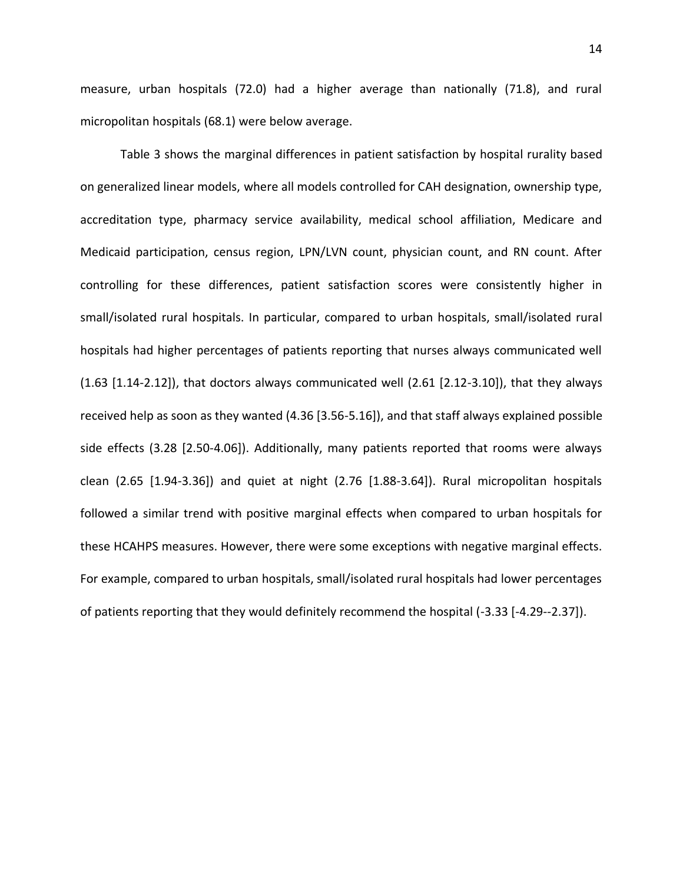measure, urban hospitals (72.0) had a higher average than nationally (71.8), and rural micropolitan hospitals (68.1) were below average.

Table 3 shows the marginal differences in patient satisfaction by hospital rurality based on generalized linear models, where all models controlled for CAH designation, ownership type, accreditation type, pharmacy service availability, medical school affiliation, Medicare and Medicaid participation, census region, LPN/LVN count, physician count, and RN count. After controlling for these differences, patient satisfaction scores were consistently higher in small/isolated rural hospitals. In particular, compared to urban hospitals, small/isolated rural hospitals had higher percentages of patients reporting that nurses always communicated well (1.63 [1.14-2.12]), that doctors always communicated well (2.61 [2.12-3.10]), that they always received help as soon as they wanted (4.36 [3.56-5.16]), and that staff always explained possible side effects (3.28 [2.50-4.06]). Additionally, many patients reported that rooms were always clean (2.65 [1.94-3.36]) and quiet at night (2.76 [1.88-3.64]). Rural micropolitan hospitals followed a similar trend with positive marginal effects when compared to urban hospitals for these HCAHPS measures. However, there were some exceptions with negative marginal effects. For example, compared to urban hospitals, small/isolated rural hospitals had lower percentages of patients reporting that they would definitely recommend the hospital (-3.33 [-4.29--2.37]).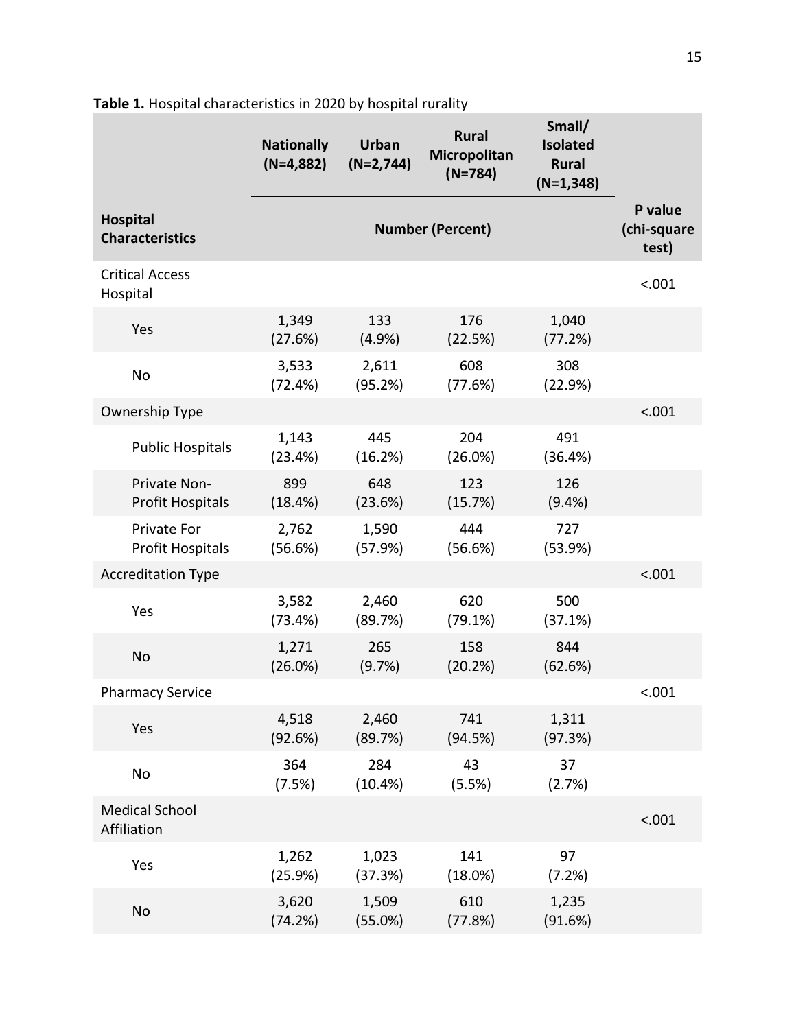**Table 1.** Hospital characteristics in 2020 by hospital rurality

| Hospital Characteristics | Nationally (N=4,882) | Urban (N=2,744) | Rural Micropolitan (N=784) | Small/ Isolated Rural (N=1,348) | P value (chi-square test) |
|---|---|---|---|---|---|
| | Number (Percent) | | | | |
| Critical Access Hospital | | | | | <.001 |
| Yes | 1,349 (27.6%) | 133 (4.9%) | 176 (22.5%) | 1,040 (77.2%) | |
| No | 3,533 (72.4%) | 2,611 (95.2%) | 608 (77.6%) | 308 (22.9%) | |
| Ownership Type | | | | | <.001 |
| Public Hospitals | 1,143 (23.4%) | 445 (16.2%) | 204 (26.0%) | 491 (36.4%) | |
| Private Non-Profit Hospitals | 899 (18.4%) | 648 (23.6%) | 123 (15.7%) | 126 (9.4%) | |
| Private For Profit Hospitals | 2,762 (56.6%) | 1,590 (57.9%) | 444 (56.6%) | 727 (53.9%) | |
| Accreditation Type | | | | | <.001 |
| Yes | 3,582 (73.4%) | 2,460 (89.7%) | 620 (79.1%) | 500 (37.1%) | |
| No | 1,271 (26.0%) | 265 (9.7%) | 158 (20.2%) | 844 (62.6%) | |
| Pharmacy Service | | | | | <.001 |
| Yes | 4,518 (92.6%) | 2,460 (89.7%) | 741 (94.5%) | 1,311 (97.3%) | |
| No | 364 (7.5%) | 284 (10.4%) | 43 (5.5%) | 37 (2.7%) | |
| Medical School Affiliation | | | | | <.001 |
| Yes | 1,262 (25.9%) | 1,023 (37.3%) | 141 (18.0%) | 97 (7.2%) | |
| No | 3,620 (74.2%) | 1,509 (55.0%) | 610 (77.8%) | 1,235 (91.6%) | |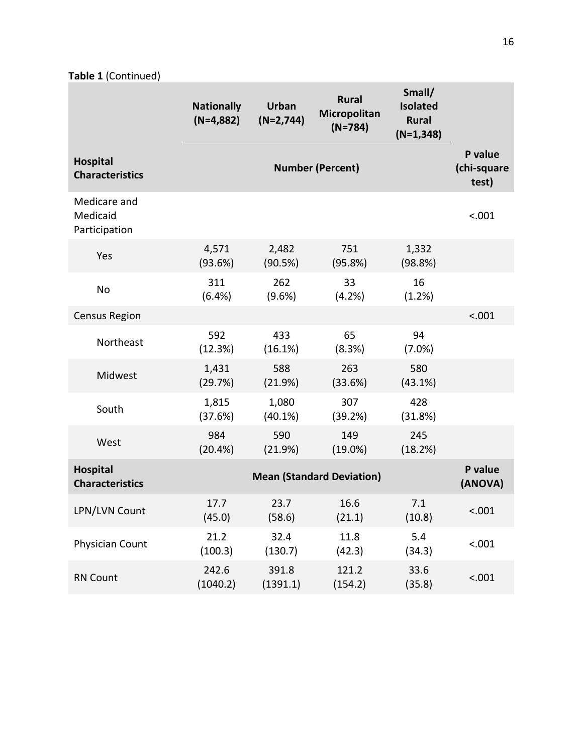**Table 1** (Continued)

| Hospital Characteristics | Nationally (N=4,882) | Urban (N=2,744) | Rural Micropolitan (N=784) | Small/ Isolated Rural (N=1,348) | P value (chi-square test) |
|---|---|---|---|---|---|
| | Number (Percent) | | | | |
| Medicare and Medicaid Participation | | | | | <.001 |
| Yes | 4,571 (93.6%) | 2,482 (90.5%) | 751 (95.8%) | 1,332 (98.8%) | |
| No | 311 (6.4%) | 262 (9.6%) | 33 (4.2%) | 16 (1.2%) | |
| Census Region | | | | | <.001 |
| Northeast | 592 (12.3%) | 433 (16.1%) | 65 (8.3%) | 94 (7.0%) | |
| Midwest | 1,431 (29.7%) | 588 (21.9%) | 263 (33.6%) | 580 (43.1%) | |
| South | 1,815 (37.6%) | 1,080 (40.1%) | 307 (39.2%) | 428 (31.8%) | |
| West | 984 (20.4%) | 590 (21.9%) | 149 (19.0%) | 245 (18.2%) | |
| **Hospital Characteristics** | **Mean (Standard Deviation)** | | | | **P value (ANOVA)** |
| LPN/LVN Count | 17.7 (45.0) | 23.7 (58.6) | 16.6 (21.1) | 7.1 (10.8) | <.001 |
| Physician Count | 21.2 (100.3) | 32.4 (130.7) | 11.8 (42.3) | 5.4 (34.3) | <.001 |
| RN Count | 242.6 (1040.2) | 391.8 (1391.1) | 121.2 (154.2) | 33.6 (35.8) | <.001 |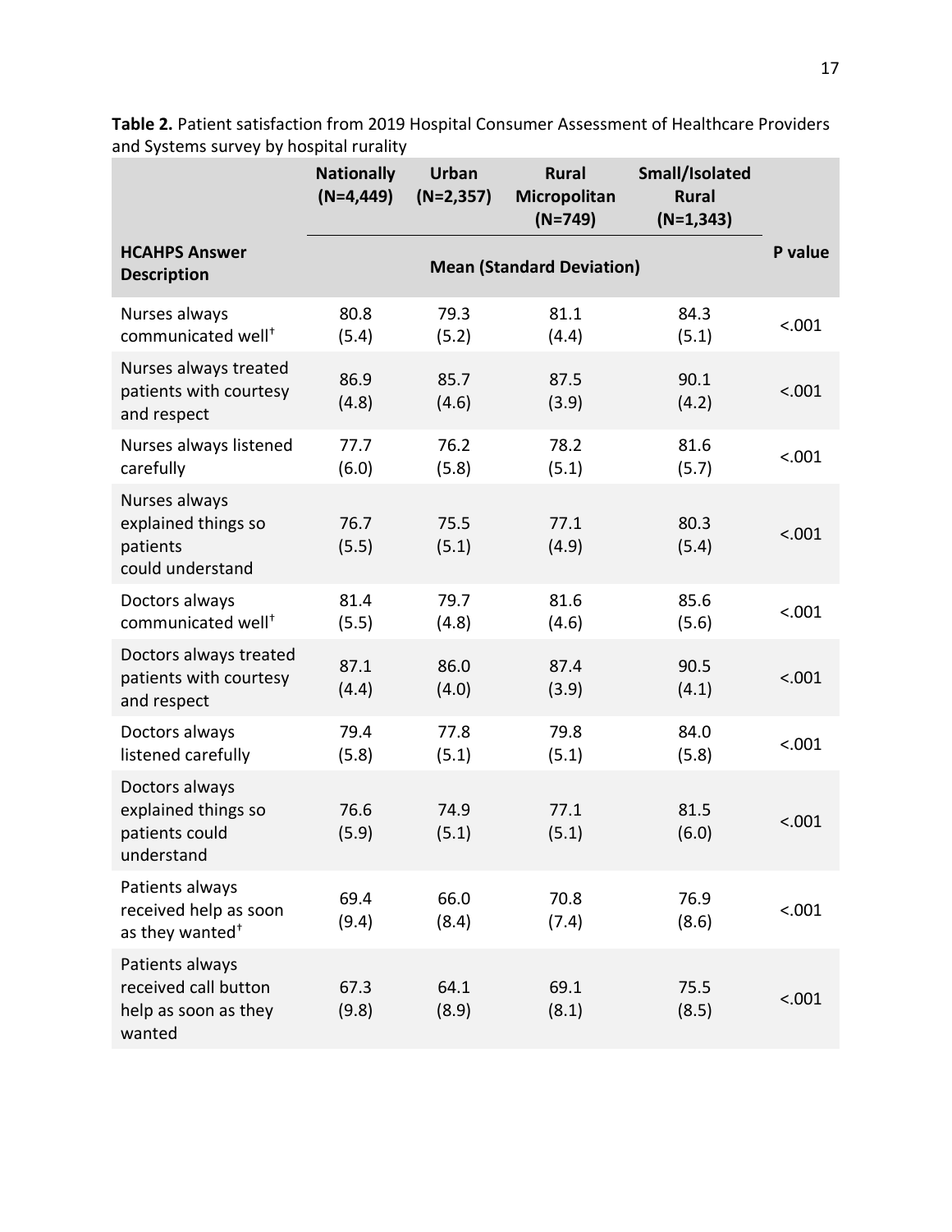**Table 2.** Patient satisfaction from 2019 Hospital Consumer Assessment of Healthcare Providers and Systems survey by hospital rurality

| HCAHPS Answer Description | Nationally (N=4,449) | Urban (N=2,357) | Rural Micropolitan (N=749) | Small/Isolated Rural (N=1,343) | P value |
|---|---|---|---|---|---|
| | Mean (Standard Deviation) | | | | |
| Nurses always communicated well† | 80.8 (5.4) | 79.3 (5.2) | 81.1 (4.4) | 84.3 (5.1) | <.001 |
| Nurses always treated patients with courtesy and respect | 86.9 (4.8) | 85.7 (4.6) | 87.5 (3.9) | 90.1 (4.2) | <.001 |
| Nurses always listened carefully | 77.7 (6.0) | 76.2 (5.8) | 78.2 (5.1) | 81.6 (5.7) | <.001 |
| Nurses always explained things so patients could understand | 76.7 (5.5) | 75.5 (5.1) | 77.1 (4.9) | 80.3 (5.4) | <.001 |
| Doctors always communicated well† | 81.4 (5.5) | 79.7 (4.8) | 81.6 (4.6) | 85.6 (5.6) | <.001 |
| Doctors always treated patients with courtesy and respect | 87.1 (4.4) | 86.0 (4.0) | 87.4 (3.9) | 90.5 (4.1) | <.001 |
| Doctors always listened carefully | 79.4 (5.8) | 77.8 (5.1) | 79.8 (5.1) | 84.0 (5.8) | <.001 |
| Doctors always explained things so patients could understand | 76.6 (5.9) | 74.9 (5.1) | 77.1 (5.1) | 81.5 (6.0) | <.001 |
| Patients always received help as soon as they wanted† | 69.4 (9.4) | 66.0 (8.4) | 70.8 (7.4) | 76.9 (8.6) | <.001 |
| Patients always received call button help as soon as they wanted | 67.3 (9.8) | 64.1 (8.9) | 69.1 (8.1) | 75.5 (8.5) | <.001 |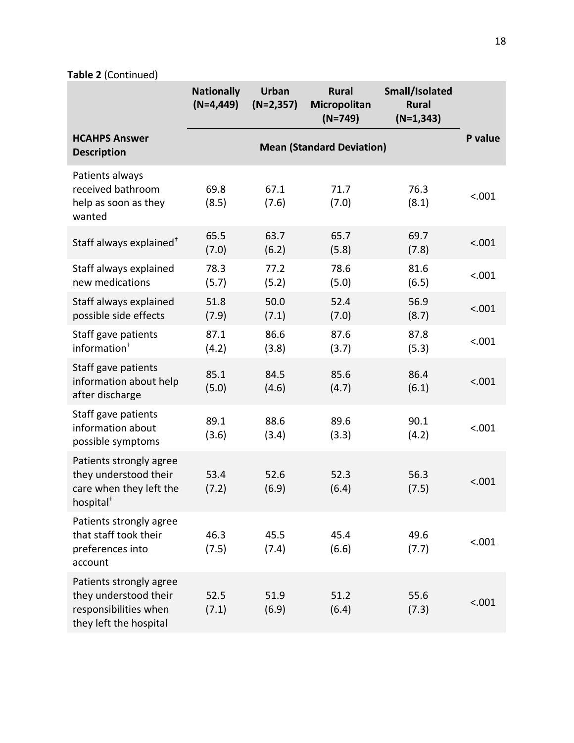**Table 2** (Continued)

| HCAHPS Answer Description | Nationally (N=4,449) | Urban (N=2,357) | Rural Micropolitan (N=749) | Small/Isolated Rural (N=1,343) | P value |
|---|---|---|---|---|---|
| | Mean (Standard Deviation) | | | | |
| Patients always received bathroom help as soon as they wanted | 69.8 (8.5) | 67.1 (7.6) | 71.7 (7.0) | 76.3 (8.1) | <.001 |
| Staff always explained[†] | 65.5 (7.0) | 63.7 (6.2) | 65.7 (5.8) | 69.7 (7.8) | <.001 |
| Staff always explained new medications | 78.3 (5.7) | 77.2 (5.2) | 78.6 (5.0) | 81.6 (6.5) | <.001 |
| Staff always explained possible side effects | 51.8 (7.9) | 50.0 (7.1) | 52.4 (7.0) | 56.9 (8.7) | <.001 |
| Staff gave patients information[†] | 87.1 (4.2) | 86.6 (3.8) | 87.6 (3.7) | 87.8 (5.3) | <.001 |
| Staff gave patients information about help after discharge | 85.1 (5.0) | 84.5 (4.6) | 85.6 (4.7) | 86.4 (6.1) | <.001 |
| Staff gave patients information about possible symptoms | 89.1 (3.6) | 88.6 (3.4) | 89.6 (3.3) | 90.1 (4.2) | <.001 |
| Patients strongly agree they understood their care when they left the hospital[†] | 53.4 (7.2) | 52.6 (6.9) | 52.3 (6.4) | 56.3 (7.5) | <.001 |
| Patients strongly agree that staff took their preferences into account | 46.3 (7.5) | 45.5 (7.4) | 45.4 (6.6) | 49.6 (7.7) | <.001 |
| Patients strongly agree they understood their responsibilities when they left the hospital | 52.5 (7.1) | 51.9 (6.9) | 51.2 (6.4) | 55.6 (7.3) | <.001 |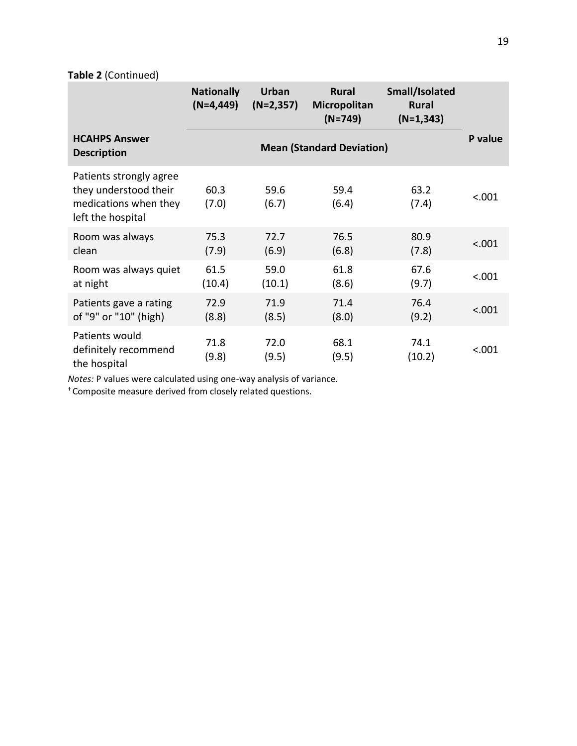**Table 2** (Continued)

| HCAHPS Answer Description | Nationally (N=4,449) | Urban (N=2,357) | Rural Micropolitan (N=749) | Small/Isolated Rural (N=1,343) | P value |
|---|---|---|---|---|---|
| | Mean (Standard Deviation) | | | | |
| Patients strongly agree they understood their medications when they left the hospital | 60.3 (7.0) | 59.6 (6.7) | 59.4 (6.4) | 63.2 (7.4) | <.001 |
| Room was always clean | 75.3 (7.9) | 72.7 (6.9) | 76.5 (6.8) | 80.9 (7.8) | <.001 |
| Room was always quiet at night | 61.5 (10.4) | 59.0 (10.1) | 61.8 (8.6) | 67.6 (9.7) | <.001 |
| Patients gave a rating of "9" or "10" (high) | 72.9 (8.8) | 71.9 (8.5) | 71.4 (8.0) | 76.4 (9.2) | <.001 |
| Patients would definitely recommend the hospital | 71.8 (9.8) | 72.0 (9.5) | 68.1 (9.5) | 74.1 (10.2) | <.001 |

*Notes:* P values were calculated using one-way analysis of variance.

† Composite measure derived from closely related questions.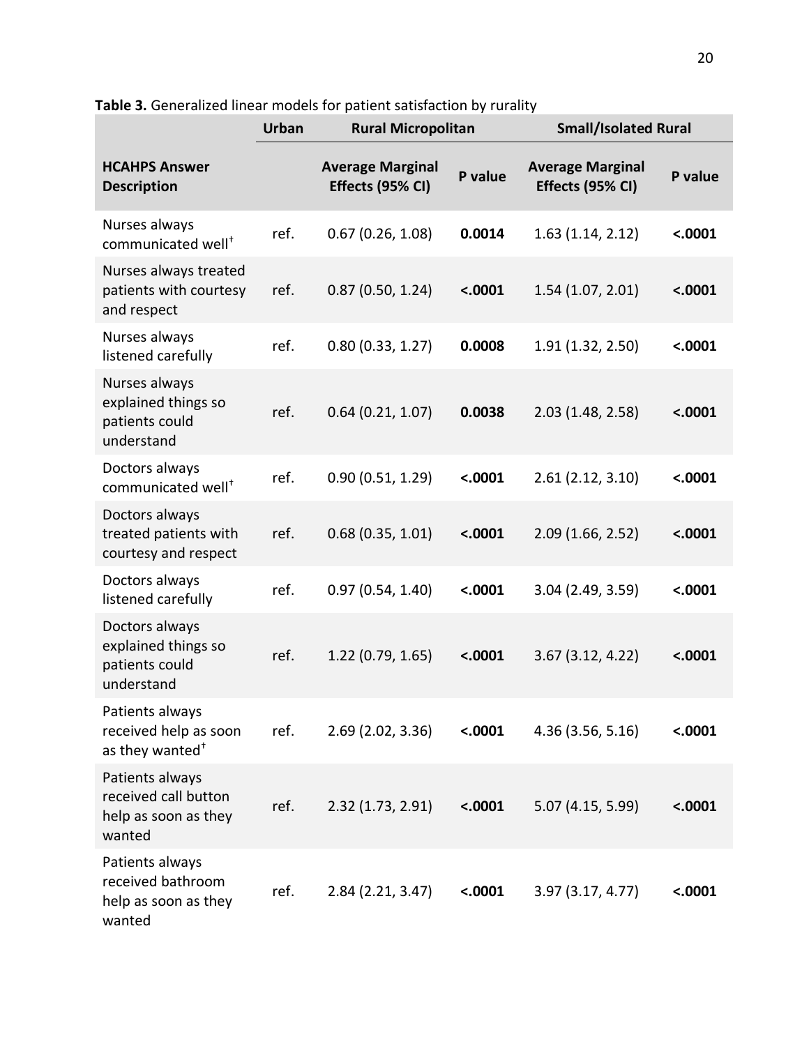**Table 3.** Generalized linear models for patient satisfaction by rurality

| | Urban | Rural Micropolitan | | Small/Isolated Rural | |
|---|---|---|---|---|---|
| **HCAHPS Answer Description** | | **Average Marginal Effects (95% CI)** | **P value** | **Average Marginal Effects (95% CI)** | **P value** |
| Nurses always communicated well[†] | ref. | 0.67 (0.26, 1.08) | **0.0014** | 1.63 (1.14, 2.12) | **<.0001** |
| Nurses always treated patients with courtesy and respect | ref. | 0.87 (0.50, 1.24) | **<.0001** | 1.54 (1.07, 2.01) | **<.0001** |
| Nurses always listened carefully | ref. | 0.80 (0.33, 1.27) | **0.0008** | 1.91 (1.32, 2.50) | **<.0001** |
| Nurses always explained things so patients could understand | ref. | 0.64 (0.21, 1.07) | **0.0038** | 2.03 (1.48, 2.58) | **<.0001** |
| Doctors always communicated well[†] | ref. | 0.90 (0.51, 1.29) | **<.0001** | 2.61 (2.12, 3.10) | **<.0001** |
| Doctors always treated patients with courtesy and respect | ref. | 0.68 (0.35, 1.01) | **<.0001** | 2.09 (1.66, 2.52) | **<.0001** |
| Doctors always listened carefully | ref. | 0.97 (0.54, 1.40) | **<.0001** | 3.04 (2.49, 3.59) | **<.0001** |
| Doctors always explained things so patients could understand | ref. | 1.22 (0.79, 1.65) | **<.0001** | 3.67 (3.12, 4.22) | **<.0001** |
| Patients always received help as soon as they wanted[†] | ref. | 2.69 (2.02, 3.36) | **<.0001** | 4.36 (3.56, 5.16) | **<.0001** |
| Patients always received call button help as soon as they wanted | ref. | 2.32 (1.73, 2.91) | **<.0001** | 5.07 (4.15, 5.99) | **<.0001** |
| Patients always received bathroom help as soon as they wanted | ref. | 2.84 (2.21, 3.47) | **<.0001** | 3.97 (3.17, 4.77) | **<.0001** |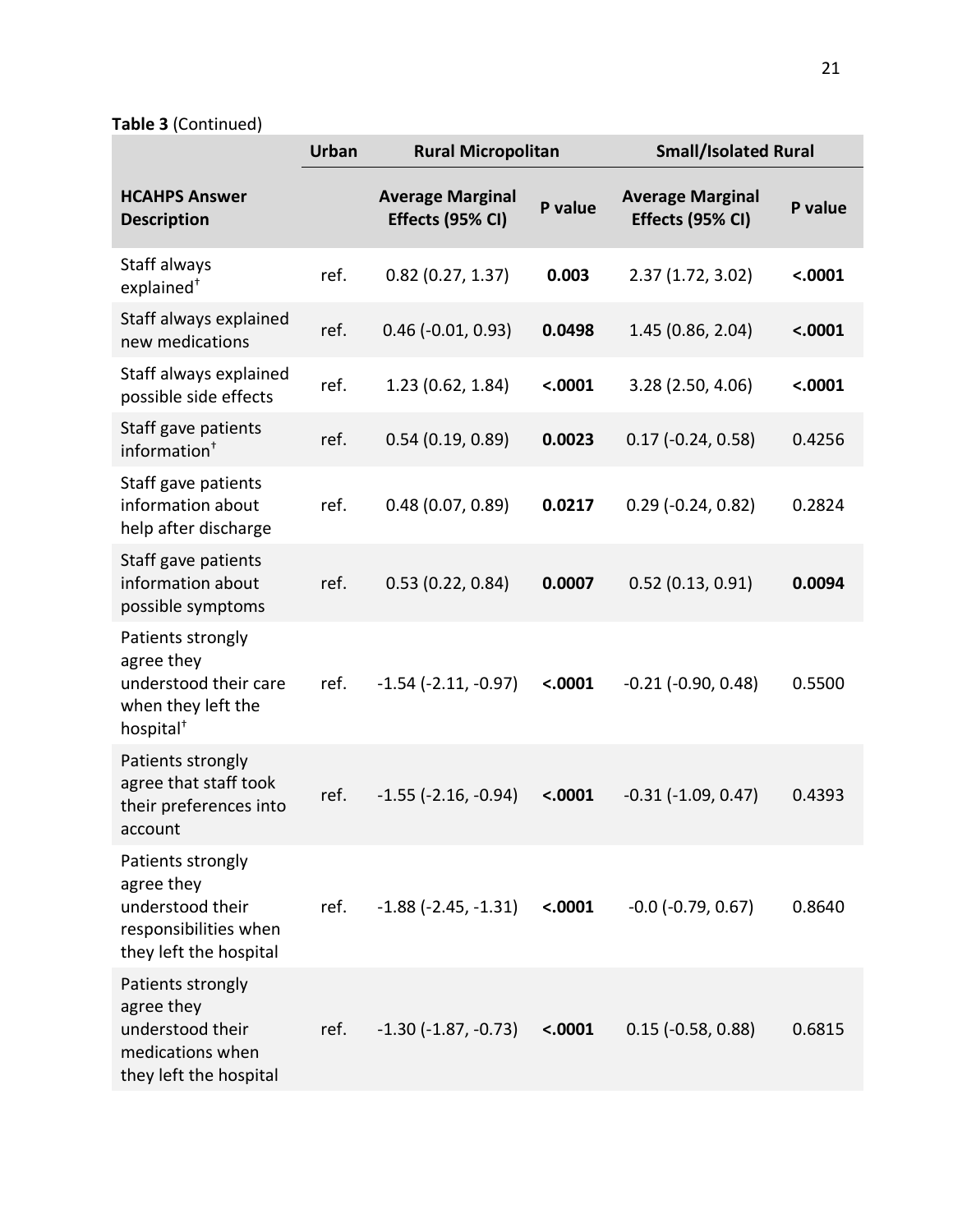**Table 3** (Continued)

| | Urban | Rural Micropolitan | | Small/Isolated Rural | |
|---|---|---|---|---|---|
| **HCAHPS Answer Description** | | **Average Marginal Effects (95% CI)** | **P value** | **Average Marginal Effects (95% CI)** | **P value** |
| Staff always explained† | ref. | 0.82 (0.27, 1.37) | **0.003** | 2.37 (1.72, 3.02) | **<.0001** |
| Staff always explained new medications | ref. | 0.46 (-0.01, 0.93) | **0.0498** | 1.45 (0.86, 2.04) | **<.0001** |
| Staff always explained possible side effects | ref. | 1.23 (0.62, 1.84) | **<.0001** | 3.28 (2.50, 4.06) | **<.0001** |
| Staff gave patients information† | ref. | 0.54 (0.19, 0.89) | **0.0023** | 0.17 (-0.24, 0.58) | 0.4256 |
| Staff gave patients information about help after discharge | ref. | 0.48 (0.07, 0.89) | **0.0217** | 0.29 (-0.24, 0.82) | 0.2824 |
| Staff gave patients information about possible symptoms | ref. | 0.53 (0.22, 0.84) | **0.0007** | 0.52 (0.13, 0.91) | **0.0094** |
| Patients strongly agree they understood their care when they left the hospital† | ref. | -1.54 (-2.11, -0.97) | **<.0001** | -0.21 (-0.90, 0.48) | 0.5500 |
| Patients strongly agree that staff took their preferences into account | ref. | -1.55 (-2.16, -0.94) | **<.0001** | -0.31 (-1.09, 0.47) | 0.4393 |
| Patients strongly agree they understood their responsibilities when they left the hospital | ref. | -1.88 (-2.45, -1.31) | **<.0001** | -0.0 (-0.79, 0.67) | 0.8640 |
| Patients strongly agree they understood their medications when they left the hospital | ref. | -1.30 (-1.87, -0.73) | **<.0001** | 0.15 (-0.58, 0.88) | 0.6815 |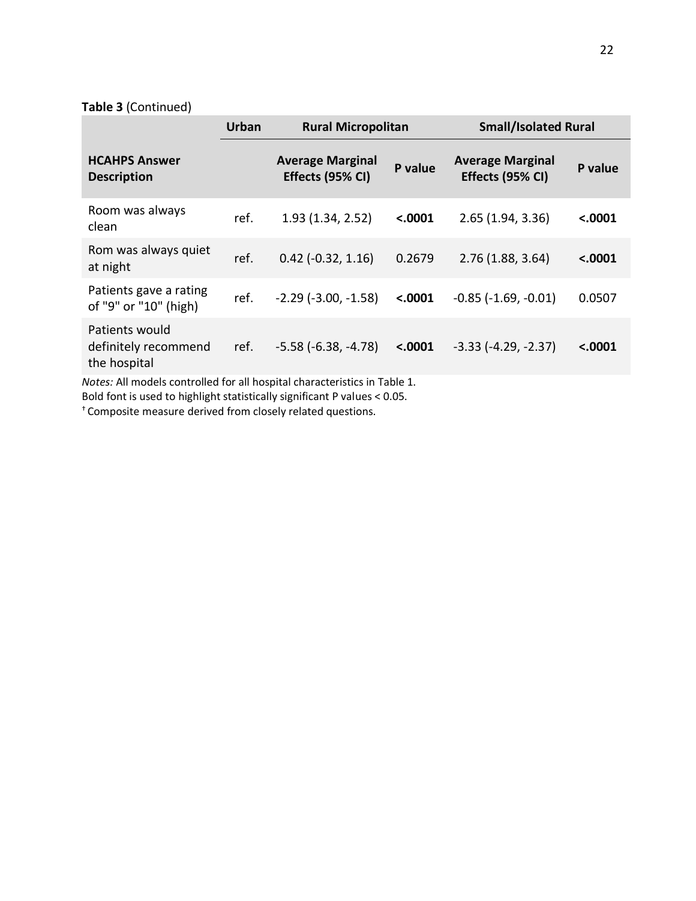**Table 3** (Continued)

| | Urban | Rural Micropolitan | | Small/Isolated Rural | |
|---|---|---|---|---|---|
| **HCAHPS Answer Description** | | **Average Marginal Effects (95% CI)** | **P value** | **Average Marginal Effects (95% CI)** | **P value** |
| Room was always clean | ref. | 1.93 (1.34, 2.52) | **<.0001** | 2.65 (1.94, 3.36) | **<.0001** |
| Rom was always quiet at night | ref. | 0.42 (-0.32, 1.16) | 0.2679 | 2.76 (1.88, 3.64) | **<.0001** |
| Patients gave a rating of "9" or "10" (high) | ref. | -2.29 (-3.00, -1.58) | **<.0001** | -0.85 (-1.69, -0.01) | 0.0507 |
| Patients would definitely recommend the hospital | ref. | -5.58 (-6.38, -4.78) | **<.0001** | -3.33 (-4.29, -2.37) | **<.0001** |

*Notes:* All models controlled for all hospital characteristics in Table 1.
Bold font is used to highlight statistically significant P values < 0.05.
† Composite measure derived from closely related questions.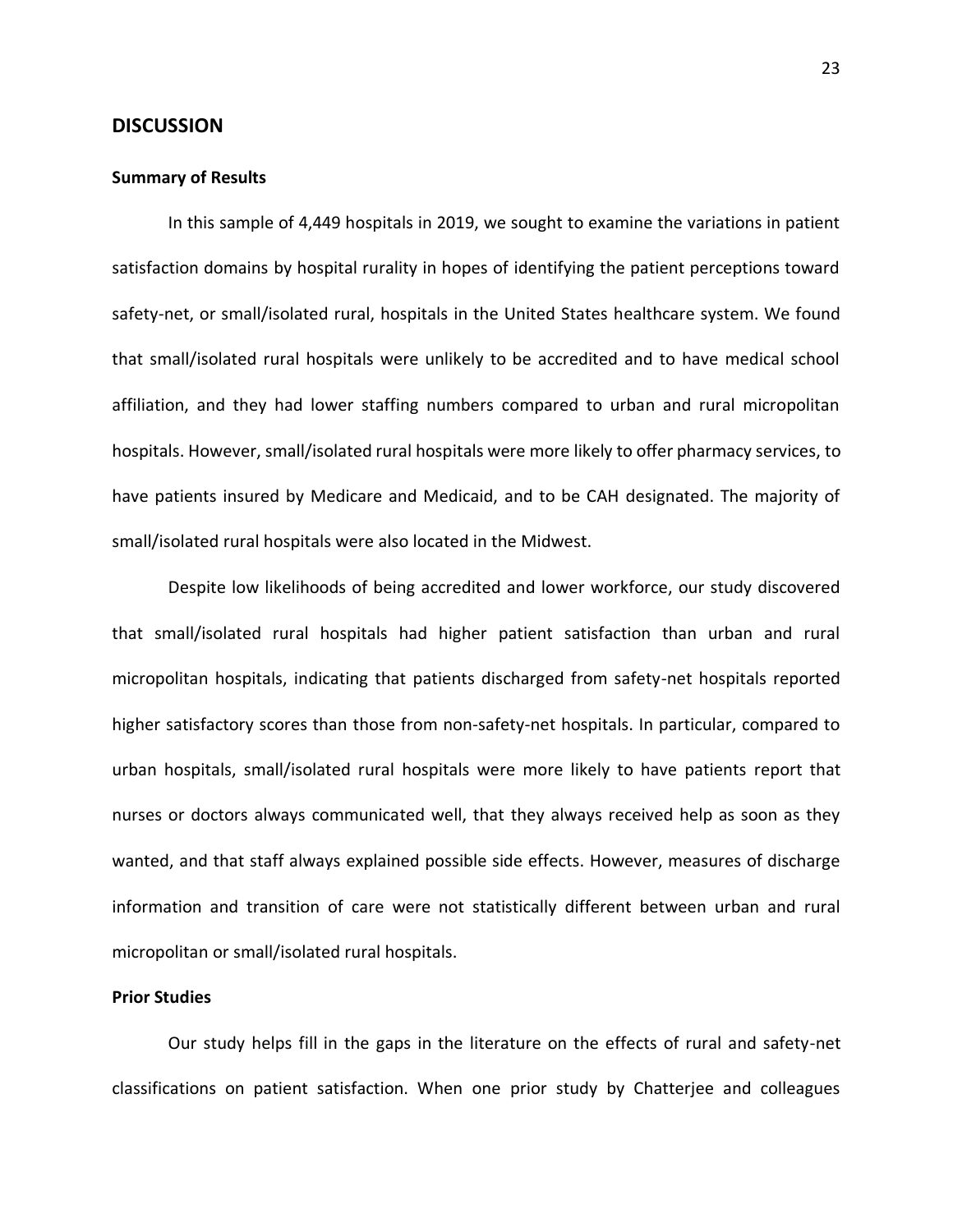## DISCUSSION

### Summary of Results

In this sample of 4,449 hospitals in 2019, we sought to examine the variations in patient satisfaction domains by hospital rurality in hopes of identifying the patient perceptions toward safety-net, or small/isolated rural, hospitals in the United States healthcare system. We found that small/isolated rural hospitals were unlikely to be accredited and to have medical school affiliation, and they had lower staffing numbers compared to urban and rural micropolitan hospitals. However, small/isolated rural hospitals were more likely to offer pharmacy services, to have patients insured by Medicare and Medicaid, and to be CAH designated. The majority of small/isolated rural hospitals were also located in the Midwest.

Despite low likelihoods of being accredited and lower workforce, our study discovered that small/isolated rural hospitals had higher patient satisfaction than urban and rural micropolitan hospitals, indicating that patients discharged from safety-net hospitals reported higher satisfactory scores than those from non-safety-net hospitals. In particular, compared to urban hospitals, small/isolated rural hospitals were more likely to have patients report that nurses or doctors always communicated well, that they always received help as soon as they wanted, and that staff always explained possible side effects. However, measures of discharge information and transition of care were not statistically different between urban and rural micropolitan or small/isolated rural hospitals.

### Prior Studies

Our study helps fill in the gaps in the literature on the effects of rural and safety-net classifications on patient satisfaction. When one prior study by Chatterjee and colleagues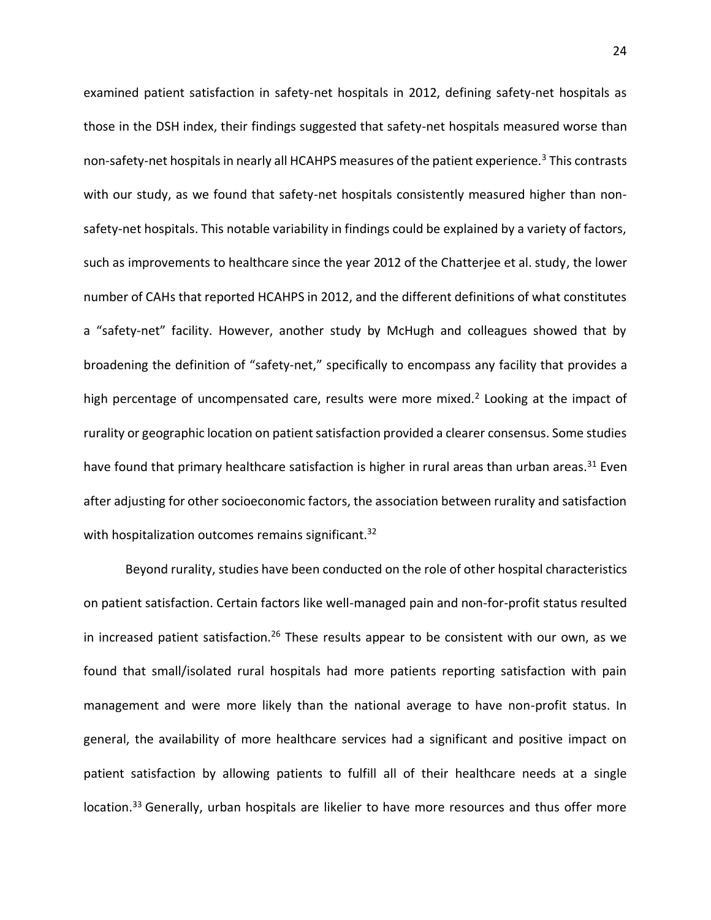examined patient satisfaction in safety-net hospitals in 2012, defining safety-net hospitals as those in the DSH index, their findings suggested that safety-net hospitals measured worse than non-safety-net hospitals in nearly all HCAHPS measures of the patient experience.[3] This contrasts with our study, as we found that safety-net hospitals consistently measured higher than non-safety-net hospitals. This notable variability in findings could be explained by a variety of factors, such as improvements to healthcare since the year 2012 of the Chatterjee et al. study, the lower number of CAHs that reported HCAHPS in 2012, and the different definitions of what constitutes a "safety-net" facility. However, another study by McHugh and colleagues showed that by broadening the definition of "safety-net," specifically to encompass any facility that provides a high percentage of uncompensated care, results were more mixed.[2] Looking at the impact of rurality or geographic location on patient satisfaction provided a clearer consensus. Some studies have found that primary healthcare satisfaction is higher in rural areas than urban areas.[31] Even after adjusting for other socioeconomic factors, the association between rurality and satisfaction with hospitalization outcomes remains significant.[32]

Beyond rurality, studies have been conducted on the role of other hospital characteristics on patient satisfaction. Certain factors like well-managed pain and non-for-profit status resulted in increased patient satisfaction.[26] These results appear to be consistent with our own, as we found that small/isolated rural hospitals had more patients reporting satisfaction with pain management and were more likely than the national average to have non-profit status. In general, the availability of more healthcare services had a significant and positive impact on patient satisfaction by allowing patients to fulfill all of their healthcare needs at a single location.[33] Generally, urban hospitals are likelier to have more resources and thus offer more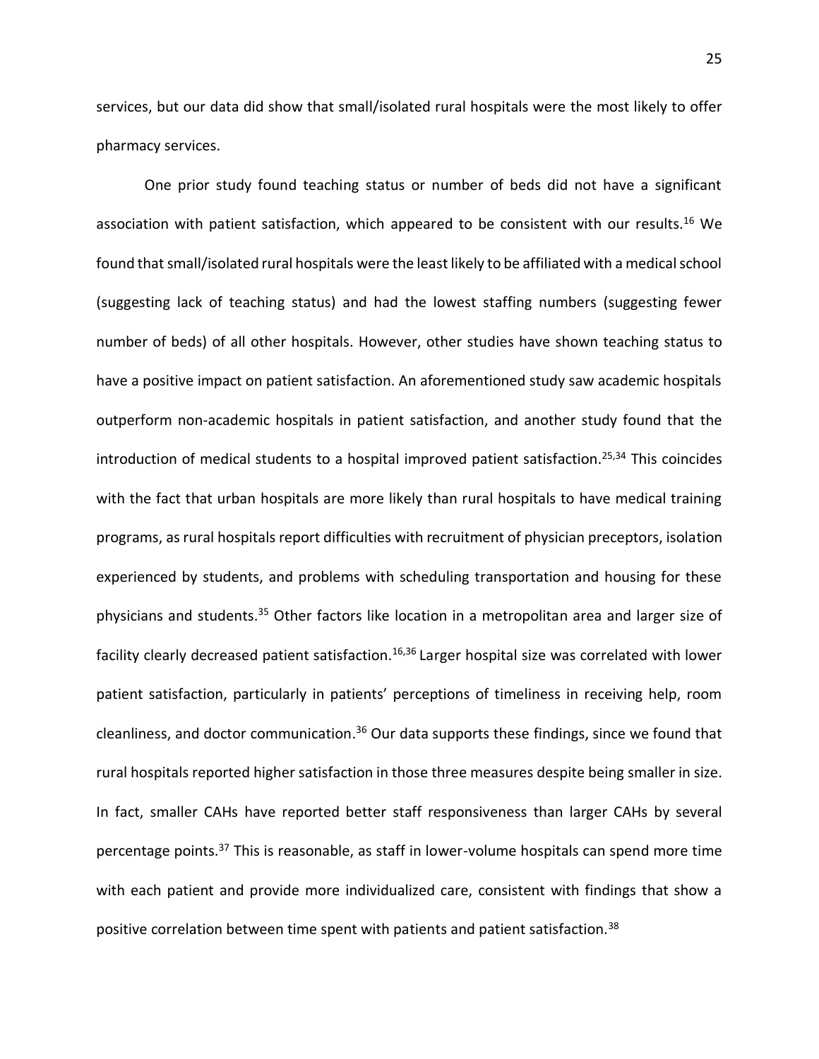services, but our data did show that small/isolated rural hospitals were the most likely to offer pharmacy services.

One prior study found teaching status or number of beds did not have a significant association with patient satisfaction, which appeared to be consistent with our results.[16] We found that small/isolated rural hospitals were the least likely to be affiliated with a medical school (suggesting lack of teaching status) and had the lowest staffing numbers (suggesting fewer number of beds) of all other hospitals. However, other studies have shown teaching status to have a positive impact on patient satisfaction. An aforementioned study saw academic hospitals outperform non-academic hospitals in patient satisfaction, and another study found that the introduction of medical students to a hospital improved patient satisfaction.[25,34] This coincides with the fact that urban hospitals are more likely than rural hospitals to have medical training programs, as rural hospitals report difficulties with recruitment of physician preceptors, isolation experienced by students, and problems with scheduling transportation and housing for these physicians and students.[35] Other factors like location in a metropolitan area and larger size of facility clearly decreased patient satisfaction.[16,36] Larger hospital size was correlated with lower patient satisfaction, particularly in patients' perceptions of timeliness in receiving help, room cleanliness, and doctor communication.[36] Our data supports these findings, since we found that rural hospitals reported higher satisfaction in those three measures despite being smaller in size. In fact, smaller CAHs have reported better staff responsiveness than larger CAHs by several percentage points.[37] This is reasonable, as staff in lower-volume hospitals can spend more time with each patient and provide more individualized care, consistent with findings that show a positive correlation between time spent with patients and patient satisfaction.[38]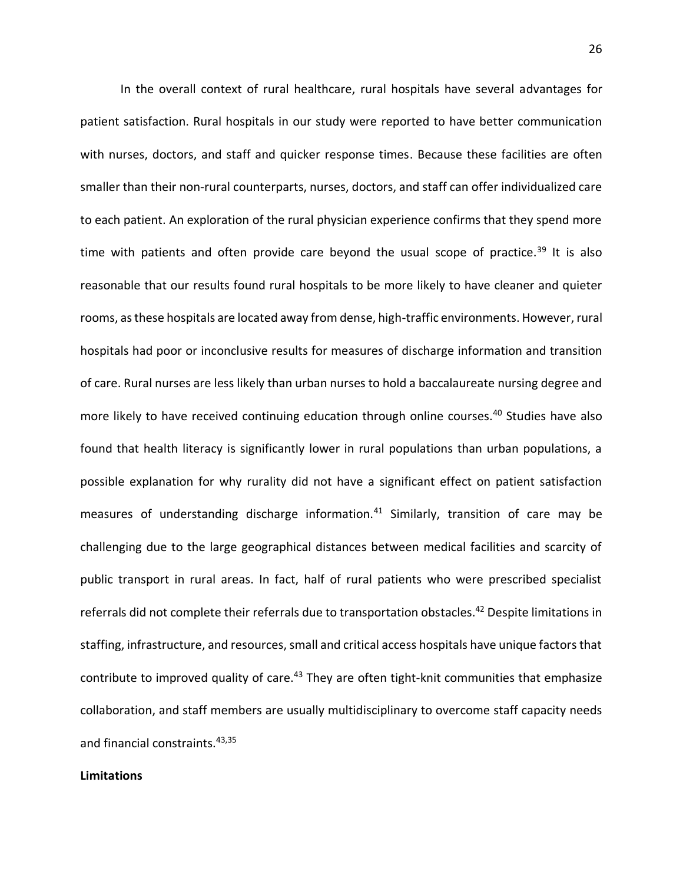In the overall context of rural healthcare, rural hospitals have several advantages for patient satisfaction. Rural hospitals in our study were reported to have better communication with nurses, doctors, and staff and quicker response times. Because these facilities are often smaller than their non-rural counterparts, nurses, doctors, and staff can offer individualized care to each patient. An exploration of the rural physician experience confirms that they spend more time with patients and often provide care beyond the usual scope of practice.[39] It is also reasonable that our results found rural hospitals to be more likely to have cleaner and quieter rooms, as these hospitals are located away from dense, high-traffic environments. However, rural hospitals had poor or inconclusive results for measures of discharge information and transition of care. Rural nurses are less likely than urban nurses to hold a baccalaureate nursing degree and more likely to have received continuing education through online courses.[40] Studies have also found that health literacy is significantly lower in rural populations than urban populations, a possible explanation for why rurality did not have a significant effect on patient satisfaction measures of understanding discharge information.[41] Similarly, transition of care may be challenging due to the large geographical distances between medical facilities and scarcity of public transport in rural areas. In fact, half of rural patients who were prescribed specialist referrals did not complete their referrals due to transportation obstacles.[42] Despite limitations in staffing, infrastructure, and resources, small and critical access hospitals have unique factors that contribute to improved quality of care.[43] They are often tight-knit communities that emphasize collaboration, and staff members are usually multidisciplinary to overcome staff capacity needs and financial constraints.[43,35]

**Limitations**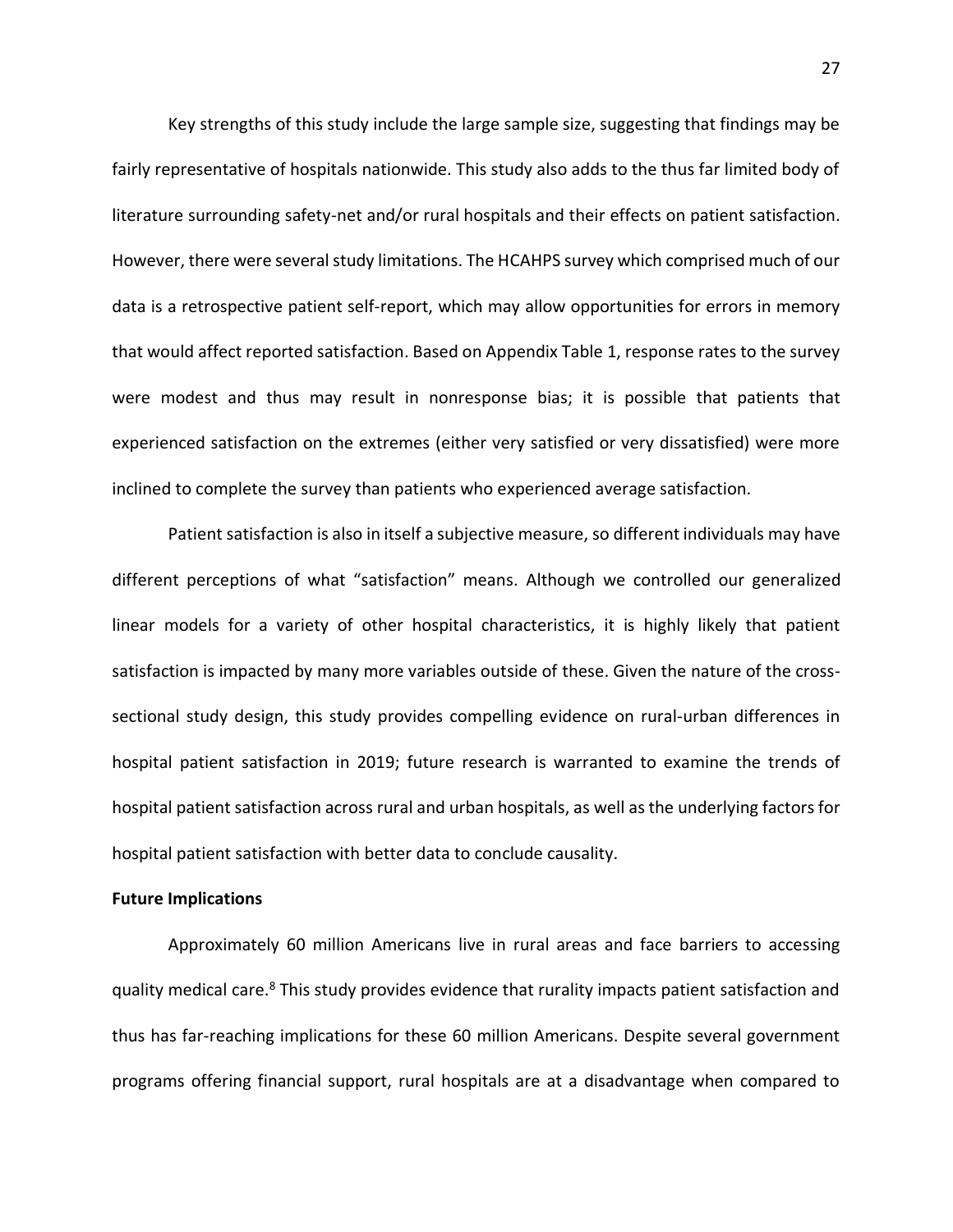Key strengths of this study include the large sample size, suggesting that findings may be fairly representative of hospitals nationwide. This study also adds to the thus far limited body of literature surrounding safety-net and/or rural hospitals and their effects on patient satisfaction. However, there were several study limitations. The HCAHPS survey which comprised much of our data is a retrospective patient self-report, which may allow opportunities for errors in memory that would affect reported satisfaction. Based on Appendix Table 1, response rates to the survey were modest and thus may result in nonresponse bias; it is possible that patients that experienced satisfaction on the extremes (either very satisfied or very dissatisfied) were more inclined to complete the survey than patients who experienced average satisfaction.

Patient satisfaction is also in itself a subjective measure, so different individuals may have different perceptions of what "satisfaction" means. Although we controlled our generalized linear models for a variety of other hospital characteristics, it is highly likely that patient satisfaction is impacted by many more variables outside of these. Given the nature of the cross-sectional study design, this study provides compelling evidence on rural-urban differences in hospital patient satisfaction in 2019; future research is warranted to examine the trends of hospital patient satisfaction across rural and urban hospitals, as well as the underlying factors for hospital patient satisfaction with better data to conclude causality.

**Future Implications**

Approximately 60 million Americans live in rural areas and face barriers to accessing quality medical care.[8] This study provides evidence that rurality impacts patient satisfaction and thus has far-reaching implications for these 60 million Americans. Despite several government programs offering financial support, rural hospitals are at a disadvantage when compared to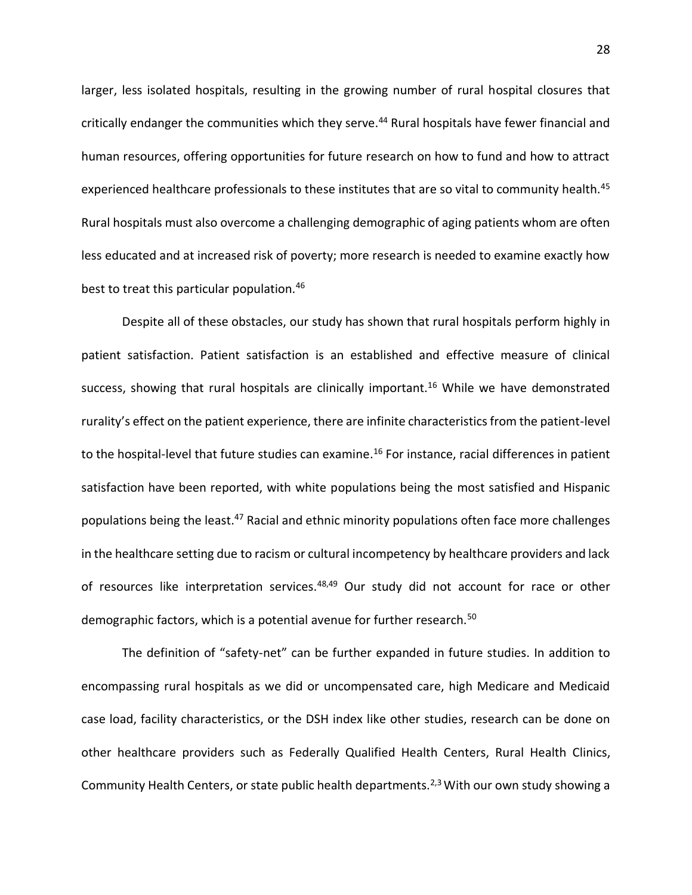larger, less isolated hospitals, resulting in the growing number of rural hospital closures that critically endanger the communities which they serve.[44] Rural hospitals have fewer financial and human resources, offering opportunities for future research on how to fund and how to attract experienced healthcare professionals to these institutes that are so vital to community health.[45] Rural hospitals must also overcome a challenging demographic of aging patients whom are often less educated and at increased risk of poverty; more research is needed to examine exactly how best to treat this particular population.[46]

Despite all of these obstacles, our study has shown that rural hospitals perform highly in patient satisfaction. Patient satisfaction is an established and effective measure of clinical success, showing that rural hospitals are clinically important.[16] While we have demonstrated rurality's effect on the patient experience, there are infinite characteristics from the patient-level to the hospital-level that future studies can examine.[16] For instance, racial differences in patient satisfaction have been reported, with white populations being the most satisfied and Hispanic populations being the least.[47] Racial and ethnic minority populations often face more challenges in the healthcare setting due to racism or cultural incompetency by healthcare providers and lack of resources like interpretation services.[48,49] Our study did not account for race or other demographic factors, which is a potential avenue for further research.[50]

The definition of "safety-net" can be further expanded in future studies. In addition to encompassing rural hospitals as we did or uncompensated care, high Medicare and Medicaid case load, facility characteristics, or the DSH index like other studies, research can be done on other healthcare providers such as Federally Qualified Health Centers, Rural Health Clinics, Community Health Centers, or state public health departments.[2,3] With our own study showing a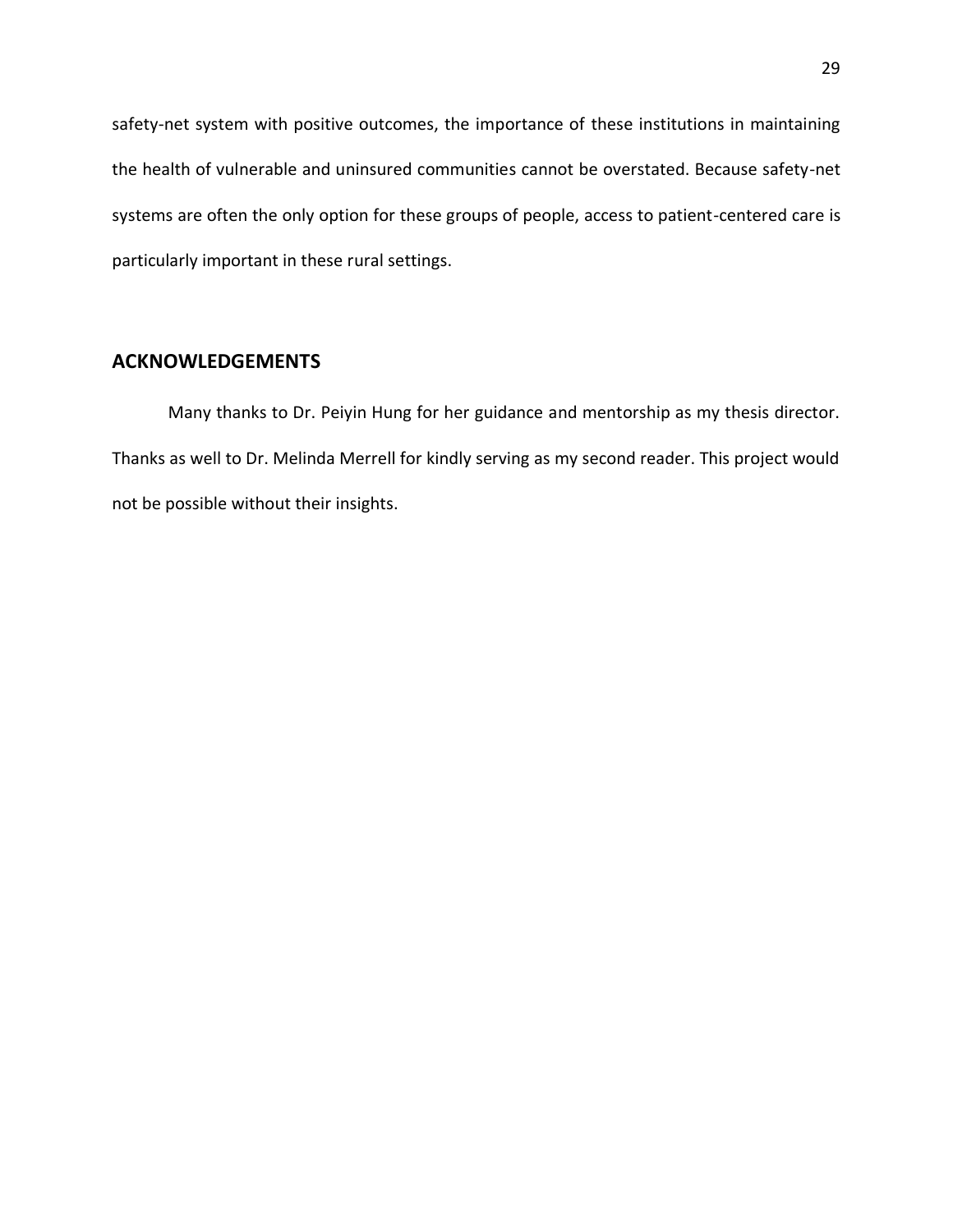safety-net system with positive outcomes, the importance of these institutions in maintaining the health of vulnerable and uninsured communities cannot be overstated. Because safety-net systems are often the only option for these groups of people, access to patient-centered care is particularly important in these rural settings.

## ACKNOWLEDGEMENTS

Many thanks to Dr. Peiyin Hung for her guidance and mentorship as my thesis director. Thanks as well to Dr. Melinda Merrell for kindly serving as my second reader. This project would not be possible without their insights.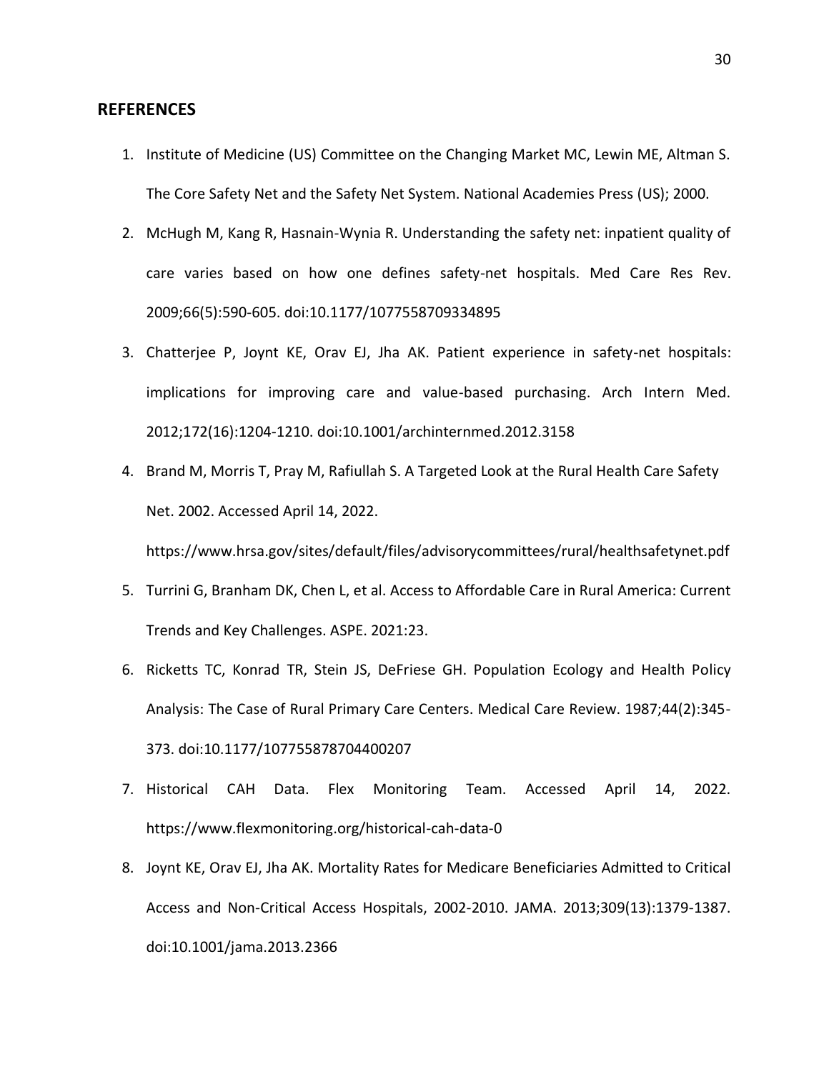## REFERENCES

1. Institute of Medicine (US) Committee on the Changing Market MC, Lewin ME, Altman S. The Core Safety Net and the Safety Net System. National Academies Press (US); 2000.
2. McHugh M, Kang R, Hasnain-Wynia R. Understanding the safety net: inpatient quality of care varies based on how one defines safety-net hospitals. Med Care Res Rev. 2009;66(5):590-605. doi:10.1177/1077558709334895
3. Chatterjee P, Joynt KE, Orav EJ, Jha AK. Patient experience in safety-net hospitals: implications for improving care and value-based purchasing. Arch Intern Med. 2012;172(16):1204-1210. doi:10.1001/archinternmed.2012.3158
4. Brand M, Morris T, Pray M, Rafiullah S. A Targeted Look at the Rural Health Care Safety Net. 2002. Accessed April 14, 2022. https://www.hrsa.gov/sites/default/files/advisorycommittees/rural/healthsafetynet.pdf
5. Turrini G, Branham DK, Chen L, et al. Access to Affordable Care in Rural America: Current Trends and Key Challenges. ASPE. 2021:23.
6. Ricketts TC, Konrad TR, Stein JS, DeFriese GH. Population Ecology and Health Policy Analysis: The Case of Rural Primary Care Centers. Medical Care Review. 1987;44(2):345-373. doi:10.1177/107755878704400207
7. Historical CAH Data. Flex Monitoring Team. Accessed April 14, 2022. https://www.flexmonitoring.org/historical-cah-data-0
8. Joynt KE, Orav EJ, Jha AK. Mortality Rates for Medicare Beneficiaries Admitted to Critical Access and Non-Critical Access Hospitals, 2002-2010. JAMA. 2013;309(13):1379-1387. doi:10.1001/jama.2013.2366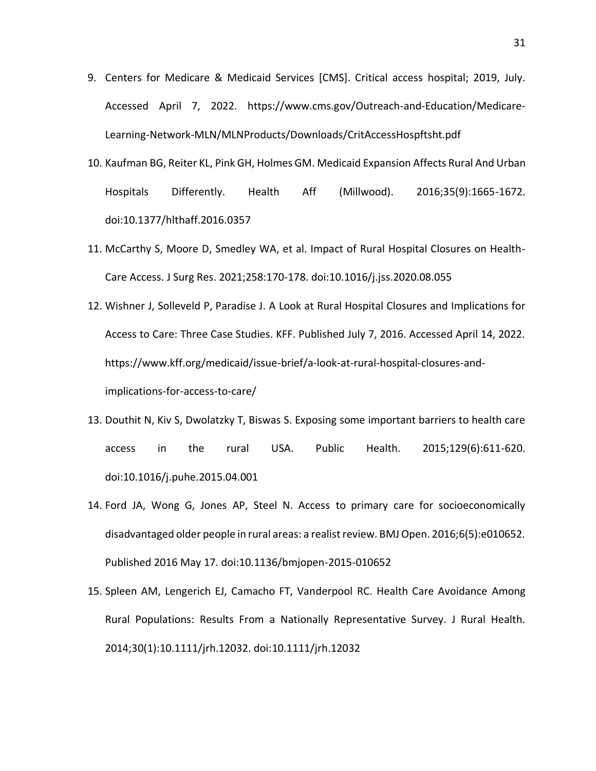9. Centers for Medicare & Medicaid Services [CMS]. Critical access hospital; 2019, July. Accessed April 7, 2022. https://www.cms.gov/Outreach-and-Education/Medicare-Learning-Network-MLN/MLNProducts/Downloads/CritAccessHospftsht.pdf
10. Kaufman BG, Reiter KL, Pink GH, Holmes GM. Medicaid Expansion Affects Rural And Urban Hospitals Differently. Health Aff (Millwood). 2016;35(9):1665-1672. doi:10.1377/hlthaff.2016.0357
11. McCarthy S, Moore D, Smedley WA, et al. Impact of Rural Hospital Closures on Health-Care Access. J Surg Res. 2021;258:170-178. doi:10.1016/j.jss.2020.08.055
12. Wishner J, Solleveld P, Paradise J. A Look at Rural Hospital Closures and Implications for Access to Care: Three Case Studies. KFF. Published July 7, 2016. Accessed April 14, 2022. https://www.kff.org/medicaid/issue-brief/a-look-at-rural-hospital-closures-and-implications-for-access-to-care/
13. Douthit N, Kiv S, Dwolatzky T, Biswas S. Exposing some important barriers to health care access in the rural USA. Public Health. 2015;129(6):611-620. doi:10.1016/j.puhe.2015.04.001
14. Ford JA, Wong G, Jones AP, Steel N. Access to primary care for socioeconomically disadvantaged older people in rural areas: a realist review. BMJ Open. 2016;6(5):e010652. Published 2016 May 17. doi:10.1136/bmjopen-2015-010652
15. Spleen AM, Lengerich EJ, Camacho FT, Vanderpool RC. Health Care Avoidance Among Rural Populations: Results From a Nationally Representative Survey. J Rural Health. 2014;30(1):10.1111/jrh.12032. doi:10.1111/jrh.12032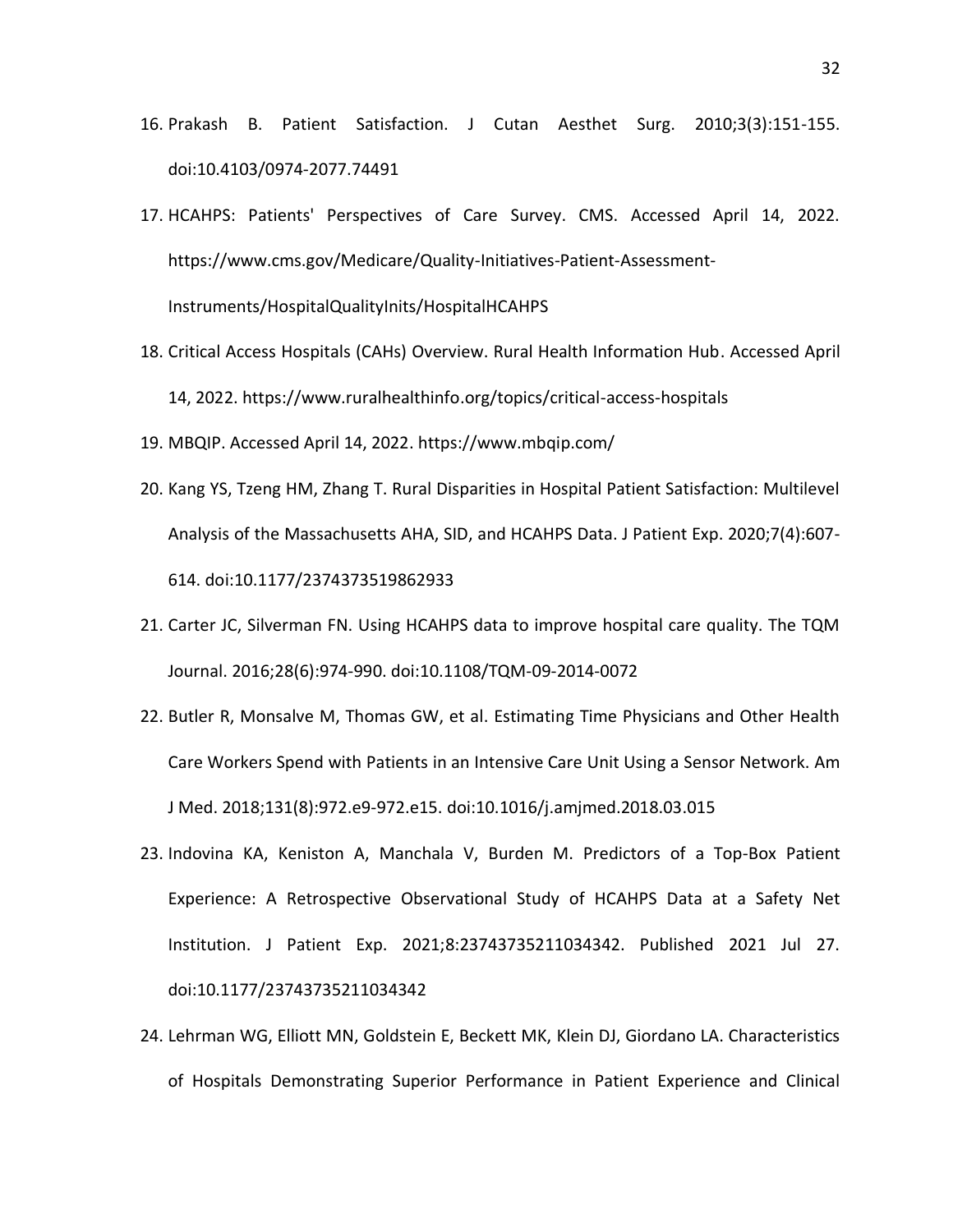16. Prakash B. Patient Satisfaction. J Cutan Aesthet Surg. 2010;3(3):151-155. doi:10.4103/0974-2077.74491
17. HCAHPS: Patients' Perspectives of Care Survey. CMS. Accessed April 14, 2022. https://www.cms.gov/Medicare/Quality-Initiatives-Patient-Assessment-Instruments/HospitalQualityInits/HospitalHCAHPS
18. Critical Access Hospitals (CAHs) Overview. Rural Health Information Hub. Accessed April 14, 2022. https://www.ruralhealthinfo.org/topics/critical-access-hospitals
19. MBQIP. Accessed April 14, 2022. https://www.mbqip.com/
20. Kang YS, Tzeng HM, Zhang T. Rural Disparities in Hospital Patient Satisfaction: Multilevel Analysis of the Massachusetts AHA, SID, and HCAHPS Data. J Patient Exp. 2020;7(4):607-614. doi:10.1177/2374373519862933
21. Carter JC, Silverman FN. Using HCAHPS data to improve hospital care quality. The TQM Journal. 2016;28(6):974-990. doi:10.1108/TQM-09-2014-0072
22. Butler R, Monsalve M, Thomas GW, et al. Estimating Time Physicians and Other Health Care Workers Spend with Patients in an Intensive Care Unit Using a Sensor Network. Am J Med. 2018;131(8):972.e9-972.e15. doi:10.1016/j.amjmed.2018.03.015
23. Indovina KA, Keniston A, Manchala V, Burden M. Predictors of a Top-Box Patient Experience: A Retrospective Observational Study of HCAHPS Data at a Safety Net Institution. J Patient Exp. 2021;8:23743735211034342. Published 2021 Jul 27. doi:10.1177/23743735211034342
24. Lehrman WG, Elliott MN, Goldstein E, Beckett MK, Klein DJ, Giordano LA. Characteristics of Hospitals Demonstrating Superior Performance in Patient Experience and Clinical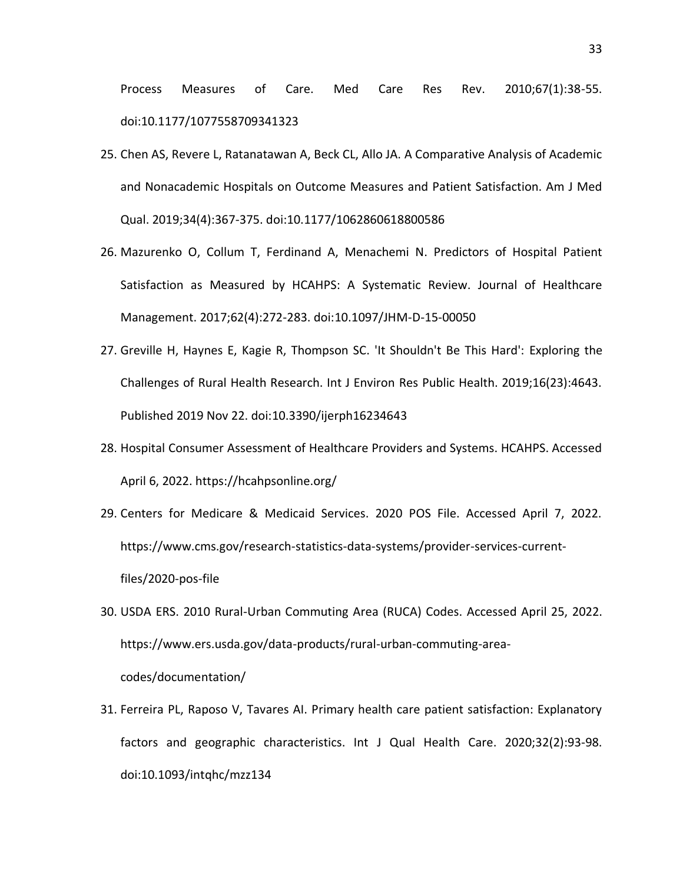Process Measures of Care. Med Care Res Rev. 2010;67(1):38-55. doi:10.1177/1077558709341323

25. Chen AS, Revere L, Ratanatawan A, Beck CL, Allo JA. A Comparative Analysis of Academic and Nonacademic Hospitals on Outcome Measures and Patient Satisfaction. Am J Med Qual. 2019;34(4):367-375. doi:10.1177/1062860618800586
26. Mazurenko O, Collum T, Ferdinand A, Menachemi N. Predictors of Hospital Patient Satisfaction as Measured by HCAHPS: A Systematic Review. Journal of Healthcare Management. 2017;62(4):272-283. doi:10.1097/JHM-D-15-00050
27. Greville H, Haynes E, Kagie R, Thompson SC. 'It Shouldn't Be This Hard': Exploring the Challenges of Rural Health Research. Int J Environ Res Public Health. 2019;16(23):4643. Published 2019 Nov 22. doi:10.3390/ijerph16234643
28. Hospital Consumer Assessment of Healthcare Providers and Systems. HCAHPS. Accessed April 6, 2022. https://hcahpsonline.org/
29. Centers for Medicare & Medicaid Services. 2020 POS File. Accessed April 7, 2022. https://www.cms.gov/research-statistics-data-systems/provider-services-current-files/2020-pos-file
30. USDA ERS. 2010 Rural-Urban Commuting Area (RUCA) Codes. Accessed April 25, 2022. https://www.ers.usda.gov/data-products/rural-urban-commuting-area-codes/documentation/
31. Ferreira PL, Raposo V, Tavares AI. Primary health care patient satisfaction: Explanatory factors and geographic characteristics. Int J Qual Health Care. 2020;32(2):93-98. doi:10.1093/intqhc/mzz134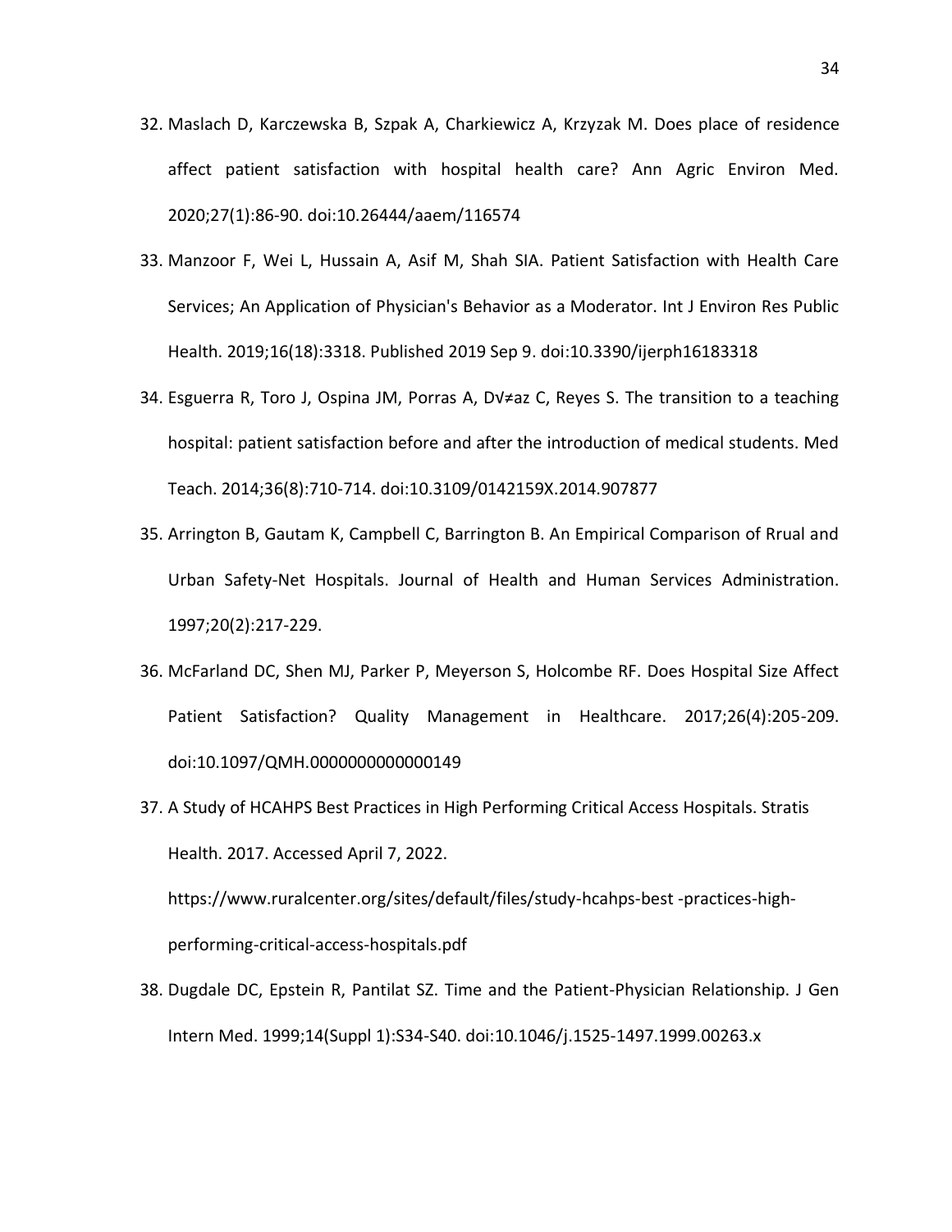32. Maslach D, Karczewska B, Szpak A, Charkiewicz A, Krzyzak M. Does place of residence affect patient satisfaction with hospital health care? Ann Agric Environ Med. 2020;27(1):86-90. doi:10.26444/aaem/116574
33. Manzoor F, Wei L, Hussain A, Asif M, Shah SIA. Patient Satisfaction with Health Care Services; An Application of Physician's Behavior as a Moderator. Int J Environ Res Public Health. 2019;16(18):3318. Published 2019 Sep 9. doi:10.3390/ijerph16183318
34. Esguerra R, Toro J, Ospina JM, Porras A, D√≠az C, Reyes S. The transition to a teaching hospital: patient satisfaction before and after the introduction of medical students. Med Teach. 2014;36(8):710-714. doi:10.3109/0142159X.2014.907877
35. Arrington B, Gautam K, Campbell C, Barrington B. An Empirical Comparison of Rrual and Urban Safety-Net Hospitals. Journal of Health and Human Services Administration. 1997;20(2):217-229.
36. McFarland DC, Shen MJ, Parker P, Meyerson S, Holcombe RF. Does Hospital Size Affect Patient Satisfaction? Quality Management in Healthcare. 2017;26(4):205-209. doi:10.1097/QMH.0000000000000149
37. A Study of HCAHPS Best Practices in High Performing Critical Access Hospitals. Stratis Health. 2017. Accessed April 7, 2022. https://www.ruralcenter.org/sites/default/files/study-hcahps-best -practices-high-performing-critical-access-hospitals.pdf
38. Dugdale DC, Epstein R, Pantilat SZ. Time and the Patient-Physician Relationship. J Gen Intern Med. 1999;14(Suppl 1):S34-S40. doi:10.1046/j.1525-1497.1999.00263.x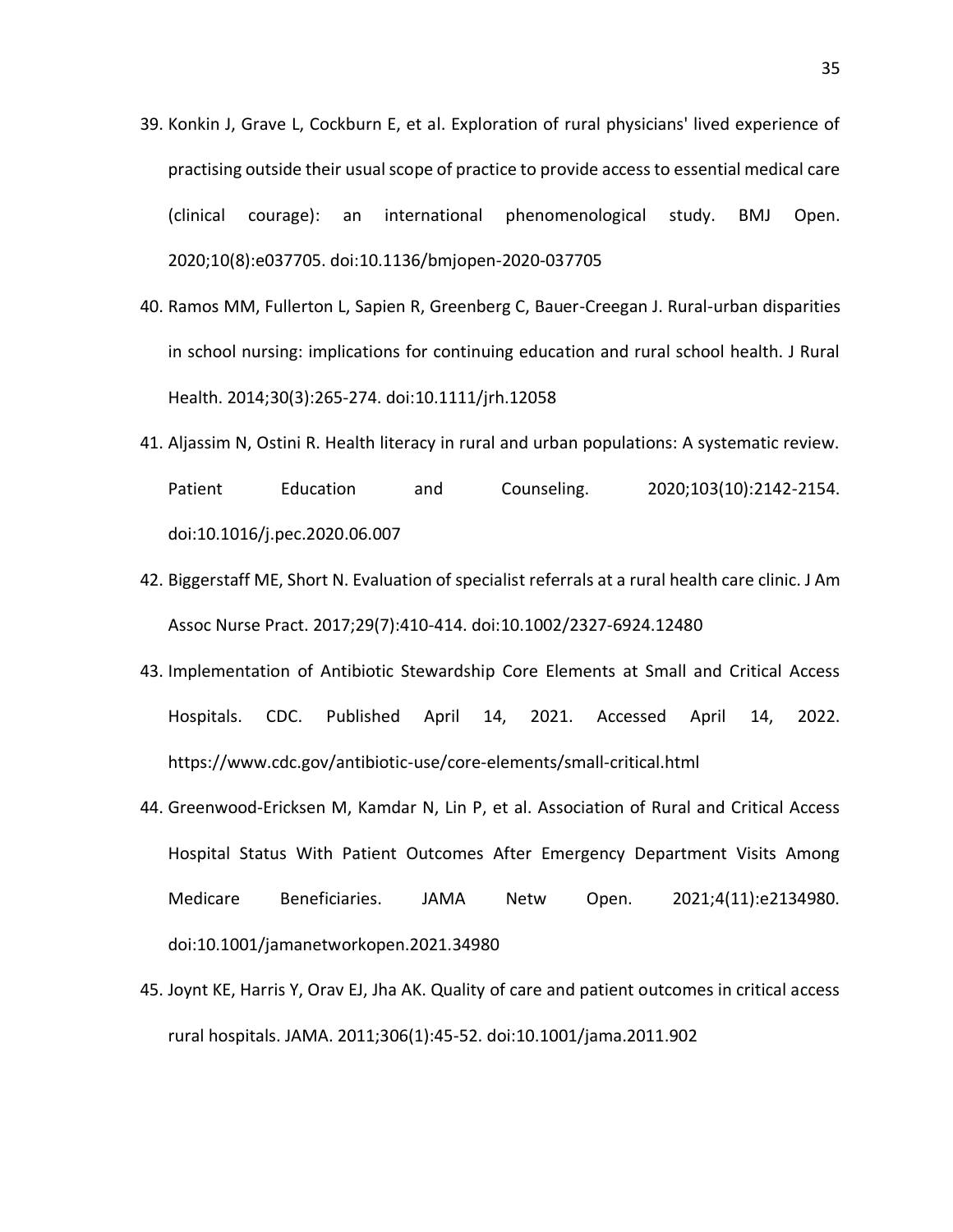39. Konkin J, Grave L, Cockburn E, et al. Exploration of rural physicians' lived experience of practising outside their usual scope of practice to provide access to essential medical care (clinical courage): an international phenomenological study. BMJ Open. 2020;10(8):e037705. doi:10.1136/bmjopen-2020-037705
40. Ramos MM, Fullerton L, Sapien R, Greenberg C, Bauer-Creegan J. Rural-urban disparities in school nursing: implications for continuing education and rural school health. J Rural Health. 2014;30(3):265-274. doi:10.1111/jrh.12058
41. Aljassim N, Ostini R. Health literacy in rural and urban populations: A systematic review. Patient Education and Counseling. 2020;103(10):2142-2154. doi:10.1016/j.pec.2020.06.007
42. Biggerstaff ME, Short N. Evaluation of specialist referrals at a rural health care clinic. J Am Assoc Nurse Pract. 2017;29(7):410-414. doi:10.1002/2327-6924.12480
43. Implementation of Antibiotic Stewardship Core Elements at Small and Critical Access Hospitals. CDC. Published April 14, 2021. Accessed April 14, 2022. https://www.cdc.gov/antibiotic-use/core-elements/small-critical.html
44. Greenwood-Ericksen M, Kamdar N, Lin P, et al. Association of Rural and Critical Access Hospital Status With Patient Outcomes After Emergency Department Visits Among Medicare Beneficiaries. JAMA Netw Open. 2021;4(11):e2134980. doi:10.1001/jamanetworkopen.2021.34980
45. Joynt KE, Harris Y, Orav EJ, Jha AK. Quality of care and patient outcomes in critical access rural hospitals. JAMA. 2011;306(1):45-52. doi:10.1001/jama.2011.902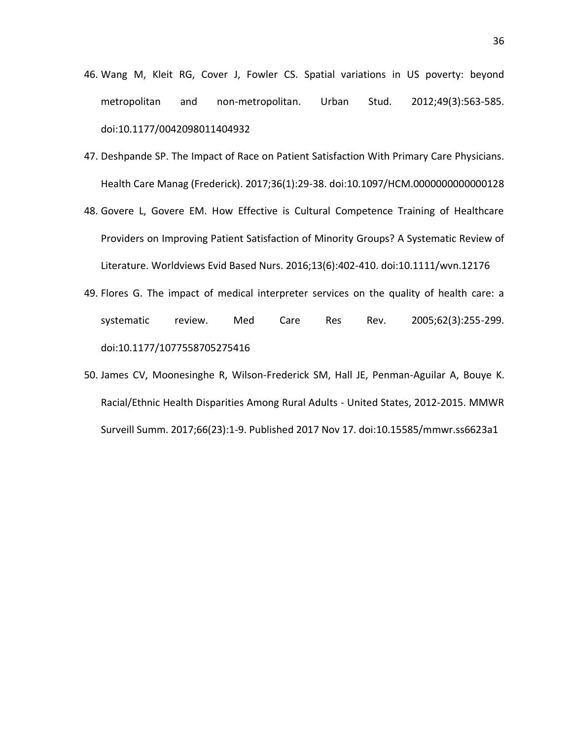46. Wang M, Kleit RG, Cover J, Fowler CS. Spatial variations in US poverty: beyond metropolitan and non-metropolitan. Urban Stud. 2012;49(3):563-585. doi:10.1177/0042098011404932
47. Deshpande SP. The Impact of Race on Patient Satisfaction With Primary Care Physicians. Health Care Manag (Frederick). 2017;36(1):29-38. doi:10.1097/HCM.0000000000000128
48. Govere L, Govere EM. How Effective is Cultural Competence Training of Healthcare Providers on Improving Patient Satisfaction of Minority Groups? A Systematic Review of Literature. Worldviews Evid Based Nurs. 2016;13(6):402-410. doi:10.1111/wvn.12176
49. Flores G. The impact of medical interpreter services on the quality of health care: a systematic review. Med Care Res Rev. 2005;62(3):255-299. doi:10.1177/1077558705275416
50. James CV, Moonesinghe R, Wilson-Frederick SM, Hall JE, Penman-Aguilar A, Bouye K. Racial/Ethnic Health Disparities Among Rural Adults - United States, 2012-2015. MMWR Surveill Summ. 2017;66(23):1-9. Published 2017 Nov 17. doi:10.15585/mmwr.ss6623a1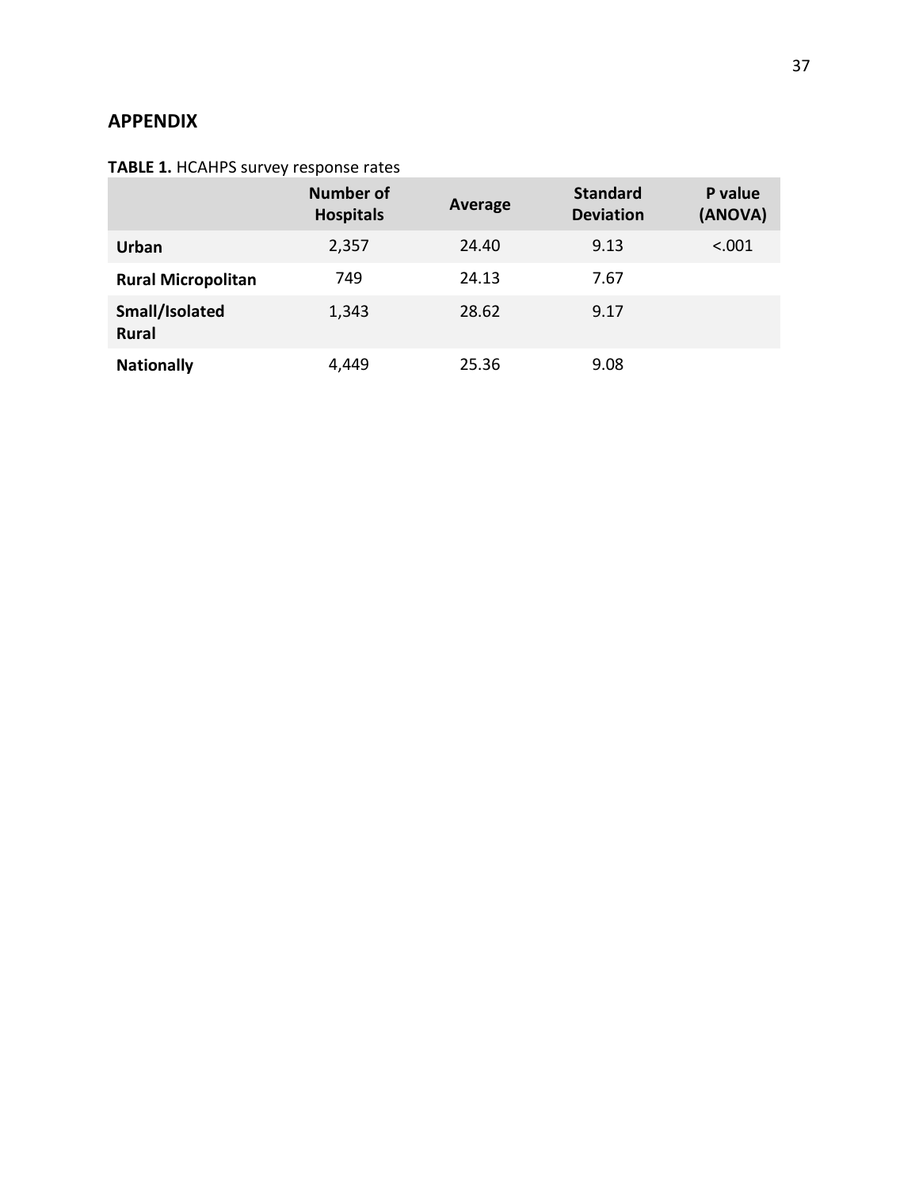## APPENDIX

**TABLE 1.** HCAHPS survey response rates

| | Number of Hospitals | Average | Standard Deviation | P value (ANOVA) |
|---|---|---|---|---|
| **Urban** | 2,357 | 24.40 | 9.13 | <.001 |
| **Rural Micropolitan** | 749 | 24.13 | 7.67 | |
| **Small/Isolated Rural** | 1,343 | 28.62 | 9.17 | |
| **Nationally** | 4,449 | 25.36 | 9.08 | |